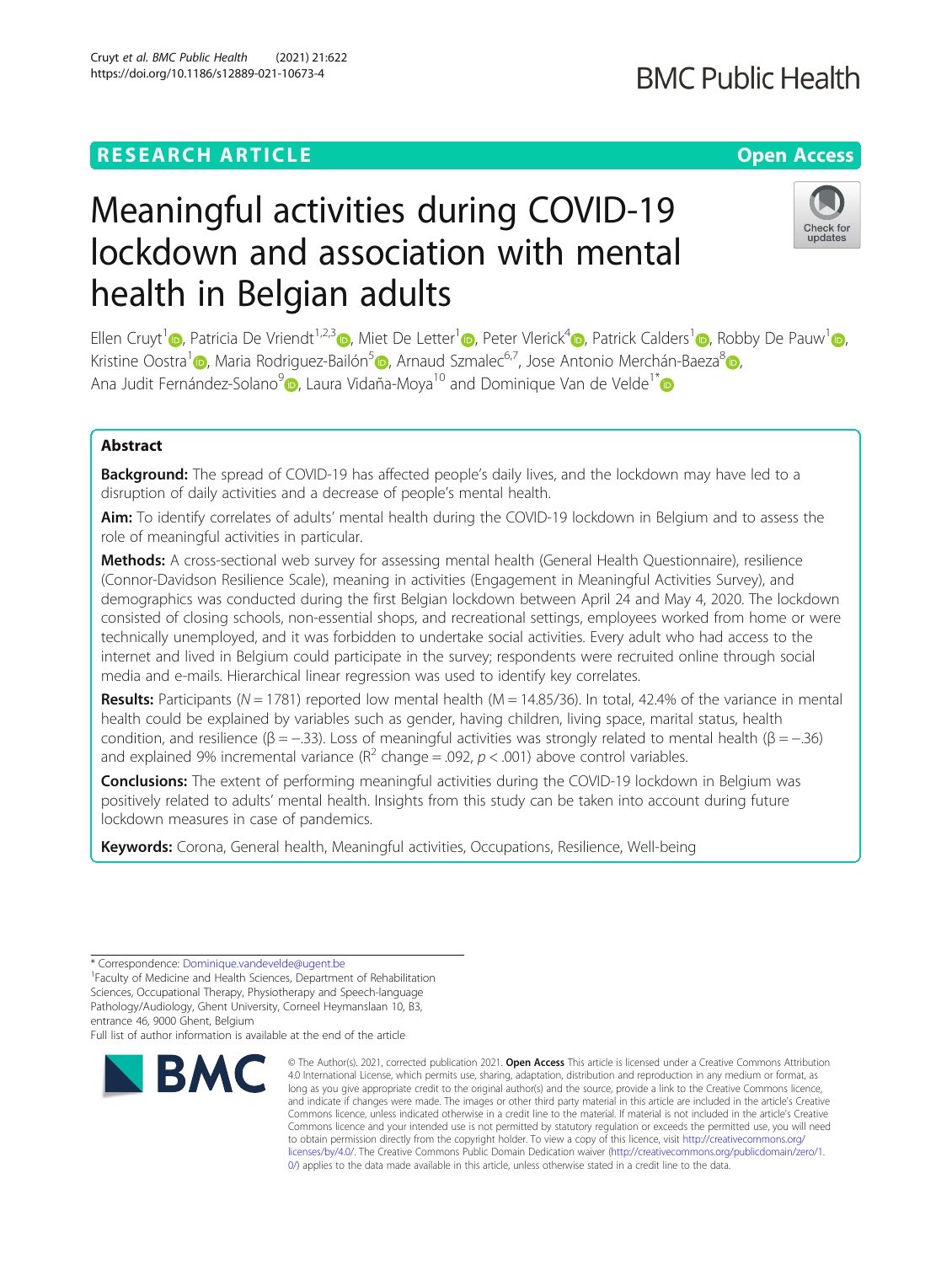RESEARCH ARTICLE

Open Access

# Meaningful activities during COVID-19 lockdown and association with mental health in Belgian adults

Ellen Cruyt[1], Patricia De Vriendt[1,2,3], Miet De Letter[1], Peter Vlerick[4], Patrick Calders[1], Robby De Pauw[1], Kristine Oostra[1], Maria Rodriguez-Bailón[5], Arnaud Szmalec[6,7], Jose Antonio Merchán-Baeza[8], Ana Judit Fernández-Solano[9], Laura Vidaña-Moya[10] and Dominique Van de Velde[1*]

## Abstract

**Background:** The spread of COVID-19 has affected people's daily lives, and the lockdown may have led to a disruption of daily activities and a decrease of people's mental health.

**Aim:** To identify correlates of adults' mental health during the COVID-19 lockdown in Belgium and to assess the role of meaningful activities in particular.

**Methods:** A cross-sectional web survey for assessing mental health (General Health Questionnaire), resilience (Connor-Davidson Resilience Scale), meaning in activities (Engagement in Meaningful Activities Survey), and demographics was conducted during the first Belgian lockdown between April 24 and May 4, 2020. The lockdown consisted of closing schools, non-essential shops, and recreational settings, employees worked from home or were technically unemployed, and it was forbidden to undertake social activities. Every adult who had access to the internet and lived in Belgium could participate in the survey; respondents were recruited online through social media and e-mails. Hierarchical linear regression was used to identify key correlates.

**Results:** Participants ($N = 1781$) reported low mental health ($M = 14.85/36$). In total, 42.4% of the variance in mental health could be explained by variables such as gender, having children, living space, marital status, health condition, and resilience ($\beta = -.33$). Loss of meaningful activities was strongly related to mental health ($\beta = -.36$) and explained 9% incremental variance ($R^2$ change = .092, $p < .001$) above control variables.

**Conclusions:** The extent of performing meaningful activities during the COVID-19 lockdown in Belgium was positively related to adults' mental health. Insights from this study can be taken into account during future lockdown measures in case of pandemics.

**Keywords:** Corona, General health, Meaningful activities, Occupations, Resilience, Well-being

---

\* Correspondence: Dominique.vandevelde@ugent.be

[1]Faculty of Medicine and Health Sciences, Department of Rehabilitation Sciences, Occupational Therapy, Physiotherapy and Speech-language Pathology/Audiology, Ghent University, Corneel Heymanslaan 10, B3, entrance 46, 9000 Ghent, Belgium

Full list of author information is available at the end of the article

© The Author(s). 2021, corrected publication 2021. **Open Access** This article is licensed under a Creative Commons Attribution 4.0 International License, which permits use, sharing, adaptation, distribution and reproduction in any medium or format, as long as you give appropriate credit to the original author(s) and the source, provide a link to the Creative Commons licence, and indicate if changes were made. The images or other third party material in this article are included in the article's Creative Commons licence, unless indicated otherwise in a credit line to the material. If material is not included in the article's Creative Commons licence and your intended use is not permitted by statutory regulation or exceeds the permitted use, you will need to obtain permission directly from the copyright holder. To view a copy of this licence, visit http://creativecommons.org/licenses/by/4.0/. The Creative Commons Public Domain Dedication waiver (http://creativecommons.org/publicdomain/zero/1.0/) applies to the data made available in this article, unless otherwise stated in a credit line to the data.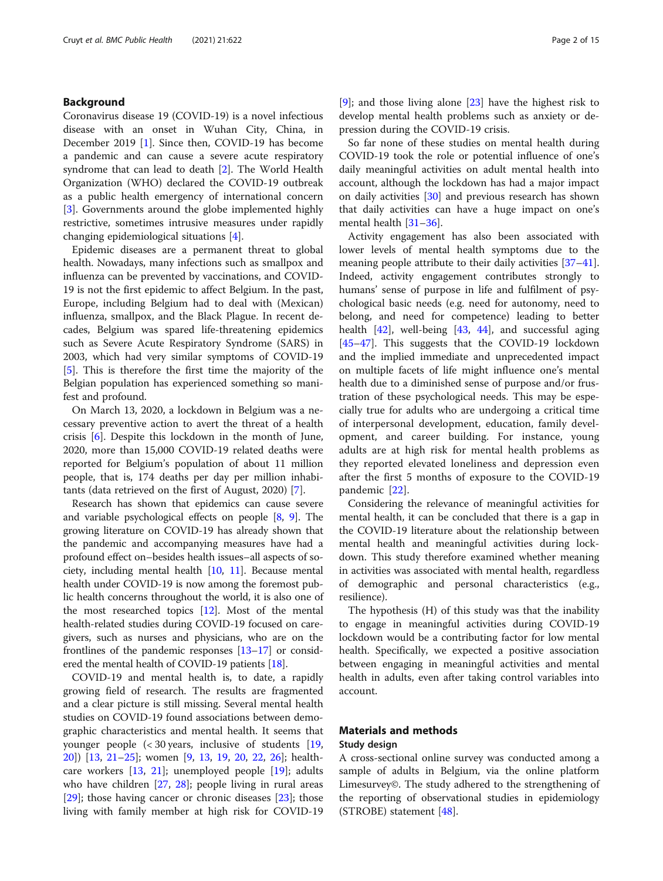## Background

Coronavirus disease 19 (COVID-19) is a novel infectious disease with an onset in Wuhan City, China, in December 2019 [1]. Since then, COVID-19 has become a pandemic and can cause a severe acute respiratory syndrome that can lead to death [2]. The World Health Organization (WHO) declared the COVID-19 outbreak as a public health emergency of international concern [3]. Governments around the globe implemented highly restrictive, sometimes intrusive measures under rapidly changing epidemiological situations [4].

Epidemic diseases are a permanent threat to global health. Nowadays, many infections such as smallpox and influenza can be prevented by vaccinations, and COVID-19 is not the first epidemic to affect Belgium. In the past, Europe, including Belgium had to deal with (Mexican) influenza, smallpox, and the Black Plague. In recent decades, Belgium was spared life-threatening epidemics such as Severe Acute Respiratory Syndrome (SARS) in 2003, which had very similar symptoms of COVID-19 [5]. This is therefore the first time the majority of the Belgian population has experienced something so manifest and profound.

On March 13, 2020, a lockdown in Belgium was a necessary preventive action to avert the threat of a health crisis [6]. Despite this lockdown in the month of June, 2020, more than 15,000 COVID-19 related deaths were reported for Belgium's population of about 11 million people, that is, 174 deaths per day per million inhabitants (data retrieved on the first of August, 2020) [7].

Research has shown that epidemics can cause severe and variable psychological effects on people [8, 9]. The growing literature on COVID-19 has already shown that the pandemic and accompanying measures have had a profound effect on–besides health issues–all aspects of society, including mental health [10, 11]. Because mental health under COVID-19 is now among the foremost public health concerns throughout the world, it is also one of the most researched topics [12]. Most of the mental health-related studies during COVID-19 focused on caregivers, such as nurses and physicians, who are on the frontlines of the pandemic responses [13–17] or considered the mental health of COVID-19 patients [18].

COVID-19 and mental health is, to date, a rapidly growing field of research. The results are fragmented and a clear picture is still missing. Several mental health studies on COVID-19 found associations between demographic characteristics and mental health. It seems that younger people (< 30 years, inclusive of students [19, 20]) [13, 21–25]; women [9, 13, 19, 20, 22, 26]; healthcare workers [13, 21]; unemployed people [19]; adults who have children [27, 28]; people living in rural areas [29]; those having cancer or chronic diseases [23]; those living with family member at high risk for COVID-19 [9]; and those living alone [23] have the highest risk to develop mental health problems such as anxiety or depression during the COVID-19 crisis.

So far none of these studies on mental health during COVID-19 took the role or potential influence of one's daily meaningful activities on adult mental health into account, although the lockdown has had a major impact on daily activities [30] and previous research has shown that daily activities can have a huge impact on one's mental health [31–36].

Activity engagement has also been associated with lower levels of mental health symptoms due to the meaning people attribute to their daily activities [37–41]. Indeed, activity engagement contributes strongly to humans' sense of purpose in life and fulfilment of psychological basic needs (e.g. need for autonomy, need to belong, and need for competence) leading to better health [42], well-being [43, 44], and successful aging [45–47]. This suggests that the COVID-19 lockdown and the implied immediate and unprecedented impact on multiple facets of life might influence one's mental health due to a diminished sense of purpose and/or frustration of these psychological needs. This may be especially true for adults who are undergoing a critical time of interpersonal development, education, family development, and career building. For instance, young adults are at high risk for mental health problems as they reported elevated loneliness and depression even after the first 5 months of exposure to the COVID-19 pandemic [22].

Considering the relevance of meaningful activities for mental health, it can be concluded that there is a gap in the COVID-19 literature about the relationship between mental health and meaningful activities during lockdown. This study therefore examined whether meaning in activities was associated with mental health, regardless of demographic and personal characteristics (e.g., resilience).

The hypothesis (H) of this study was that the inability to engage in meaningful activities during COVID-19 lockdown would be a contributing factor for low mental health. Specifically, we expected a positive association between engaging in meaningful activities and mental health in adults, even after taking control variables into account.

## Materials and methods

### Study design

A cross-sectional online survey was conducted among a sample of adults in Belgium, via the online platform Limesurvey©. The study adhered to the strengthening of the reporting of observational studies in epidemiology (STROBE) statement [48].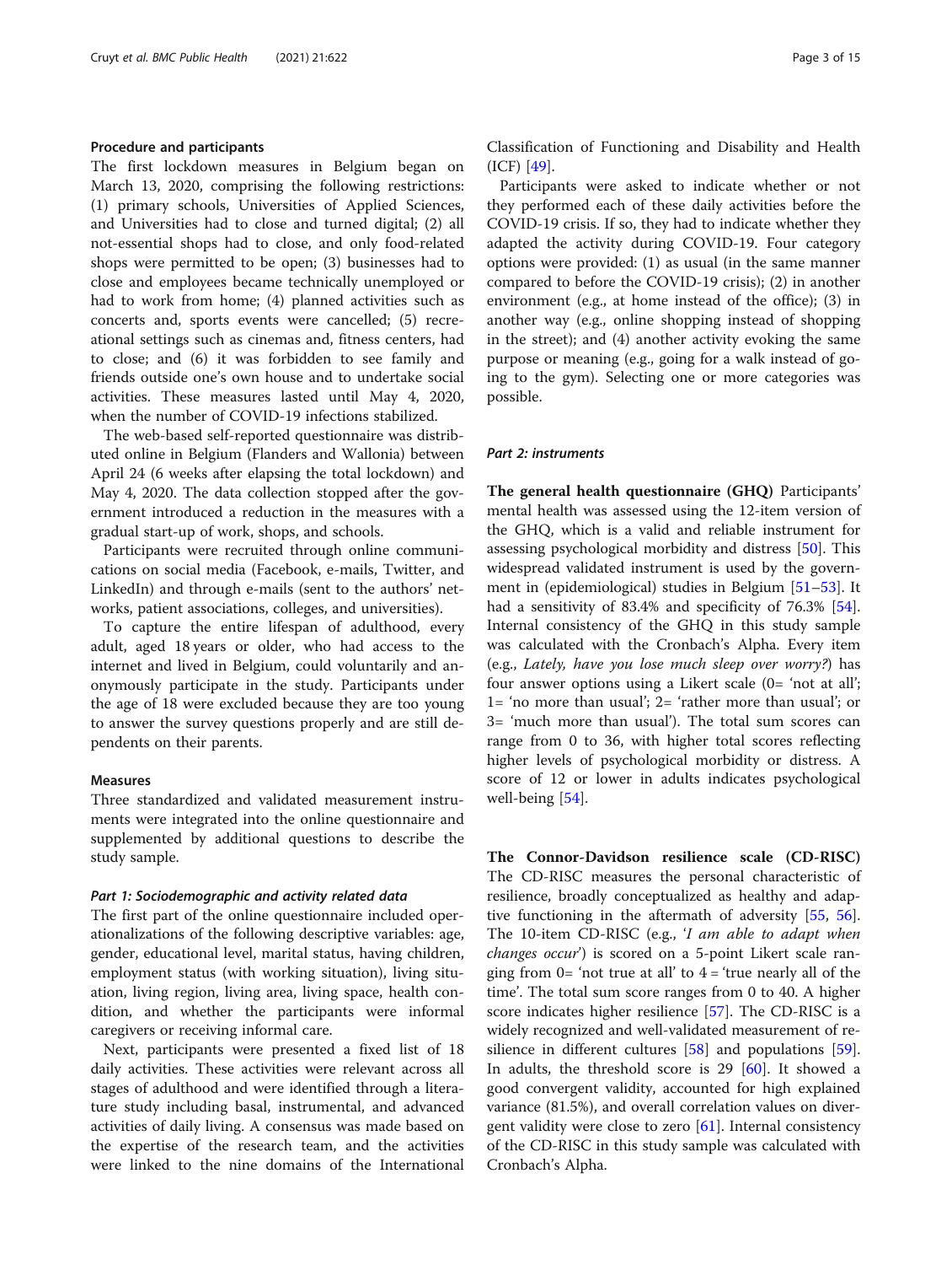### Procedure and participants

The first lockdown measures in Belgium began on March 13, 2020, comprising the following restrictions: (1) primary schools, Universities of Applied Sciences, and Universities had to close and turned digital; (2) all not-essential shops had to close, and only food-related shops were permitted to be open; (3) businesses had to close and employees became technically unemployed or had to work from home; (4) planned activities such as concerts and, sports events were cancelled; (5) recreational settings such as cinemas and, fitness centers, had to close; and (6) it was forbidden to see family and friends outside one's own house and to undertake social activities. These measures lasted until May 4, 2020, when the number of COVID-19 infections stabilized.

The web-based self-reported questionnaire was distributed online in Belgium (Flanders and Wallonia) between April 24 (6 weeks after elapsing the total lockdown) and May 4, 2020. The data collection stopped after the government introduced a reduction in the measures with a gradual start-up of work, shops, and schools.

Participants were recruited through online communications on social media (Facebook, e-mails, Twitter, and LinkedIn) and through e-mails (sent to the authors' networks, patient associations, colleges, and universities).

To capture the entire lifespan of adulthood, every adult, aged 18 years or older, who had access to the internet and lived in Belgium, could voluntarily and anonymously participate in the study. Participants under the age of 18 were excluded because they are too young to answer the survey questions properly and are still dependents on their parents.

### Measures

Three standardized and validated measurement instruments were integrated into the online questionnaire and supplemented by additional questions to describe the study sample.

#### *Part 1: Sociodemographic and activity related data*

The first part of the online questionnaire included operationalizations of the following descriptive variables: age, gender, educational level, marital status, having children, employment status (with working situation), living situation, living region, living area, living space, health condition, and whether the participants were informal caregivers or receiving informal care.

Next, participants were presented a fixed list of 18 daily activities. These activities were relevant across all stages of adulthood and were identified through a literature study including basal, instrumental, and advanced activities of daily living. A consensus was made based on the expertise of the research team, and the activities were linked to the nine domains of the International Classification of Functioning and Disability and Health (ICF) [49].

Participants were asked to indicate whether or not they performed each of these daily activities before the COVID-19 crisis. If so, they had to indicate whether they adapted the activity during COVID-19. Four category options were provided: (1) as usual (in the same manner compared to before the COVID-19 crisis); (2) in another environment (e.g., at home instead of the office); (3) in another way (e.g., online shopping instead of shopping in the street); and (4) another activity evoking the same purpose or meaning (e.g., going for a walk instead of going to the gym). Selecting one or more categories was possible.

#### *Part 2: instruments*

**The general health questionnaire (GHQ)** Participants' mental health was assessed using the 12-item version of the GHQ, which is a valid and reliable instrument for assessing psychological morbidity and distress [50]. This widespread validated instrument is used by the government in (epidemiological) studies in Belgium [51–53]. It had a sensitivity of 83.4% and specificity of 76.3% [54]. Internal consistency of the GHQ in this study sample was calculated with the Cronbach's Alpha. Every item (e.g., *Lately, have you lose much sleep over worry?*) has four answer options using a Likert scale (0= 'not at all'; 1= 'no more than usual'; 2= 'rather more than usual'; or 3= 'much more than usual'). The total sum scores can range from 0 to 36, with higher total scores reflecting higher levels of psychological morbidity or distress. A score of 12 or lower in adults indicates psychological well-being [54].

**The Connor-Davidson resilience scale (CD-RISC)** The CD-RISC measures the personal characteristic of resilience, broadly conceptualized as healthy and adaptive functioning in the aftermath of adversity [55, 56]. The 10-item CD-RISC (e.g., '*I am able to adapt when changes occur*') is scored on a 5-point Likert scale ranging from 0= 'not true at all' to 4 = 'true nearly all of the time'. The total sum score ranges from 0 to 40. A higher score indicates higher resilience [57]. The CD-RISC is a widely recognized and well-validated measurement of resilience in different cultures [58] and populations [59]. In adults, the threshold score is 29 [60]. It showed a good convergent validity, accounted for high explained variance (81.5%), and overall correlation values on divergent validity were close to zero [61]. Internal consistency of the CD-RISC in this study sample was calculated with Cronbach's Alpha.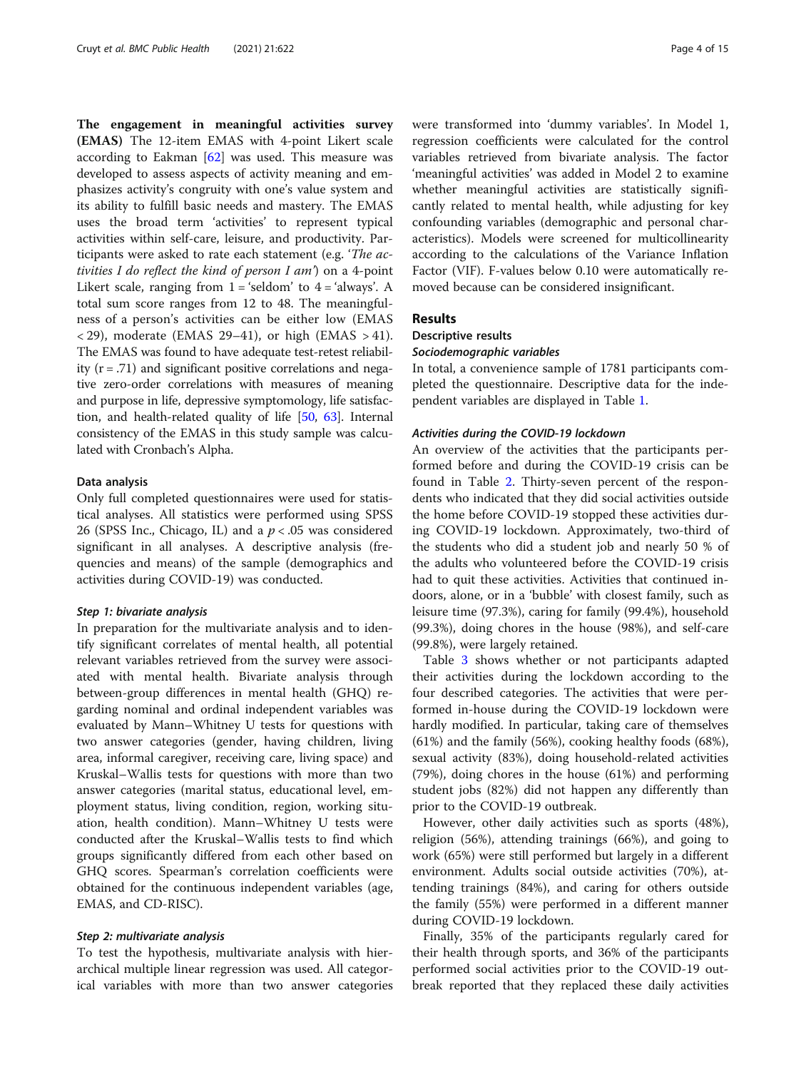**The engagement in meaningful activities survey (EMAS)** The 12-item EMAS with 4-point Likert scale according to Eakman [62] was used. This measure was developed to assess aspects of activity meaning and emphasizes activity's congruity with one's value system and its ability to fulfill basic needs and mastery. The EMAS uses the broad term 'activities' to represent typical activities within self-care, leisure, and productivity. Participants were asked to rate each statement (e.g. '*The activities I do reflect the kind of person I am*') on a 4-point Likert scale, ranging from 1 = 'seldom' to 4 = 'always'. A total sum score ranges from 12 to 48. The meaningfulness of a person's activities can be either low (EMAS < 29), moderate (EMAS 29–41), or high (EMAS > 41). The EMAS was found to have adequate test-retest reliability (r = .71) and significant positive correlations and negative zero-order correlations with measures of meaning and purpose in life, depressive symptomology, life satisfaction, and health-related quality of life [50, 63]. Internal consistency of the EMAS in this study sample was calculated with Cronbach's Alpha.

### Data analysis

Only full completed questionnaires were used for statistical analyses. All statistics were performed using SPSS 26 (SPSS Inc., Chicago, IL) and a $p < .05$ was considered significant in all analyses. A descriptive analysis (frequencies and means) of the sample (demographics and activities during COVID-19) was conducted.

#### *Step 1: bivariate analysis*

In preparation for the multivariate analysis and to identify significant correlates of mental health, all potential relevant variables retrieved from the survey were associated with mental health. Bivariate analysis through between-group differences in mental health (GHQ) regarding nominal and ordinal independent variables was evaluated by Mann–Whitney U tests for questions with two answer categories (gender, having children, living area, informal caregiver, receiving care, living space) and Kruskal–Wallis tests for questions with more than two answer categories (marital status, educational level, employment status, living condition, region, working situation, health condition). Mann–Whitney U tests were conducted after the Kruskal–Wallis tests to find which groups significantly differed from each other based on GHQ scores. Spearman's correlation coefficients were obtained for the continuous independent variables (age, EMAS, and CD-RISC).

#### *Step 2: multivariate analysis*

To test the hypothesis, multivariate analysis with hierarchical multiple linear regression was used. All categorical variables with more than two answer categories were transformed into 'dummy variables'. In Model 1, regression coefficients were calculated for the control variables retrieved from bivariate analysis. The factor 'meaningful activities' was added in Model 2 to examine whether meaningful activities are statistically significantly related to mental health, while adjusting for key confounding variables (demographic and personal characteristics). Models were screened for multicollinearity according to the calculations of the Variance Inflation Factor (VIF). F-values below 0.10 were automatically removed because can be considered insignificant.

## Results

### Descriptive results

#### *Sociodemographic variables*

In total, a convenience sample of 1781 participants completed the questionnaire. Descriptive data for the independent variables are displayed in Table 1.

#### *Activities during the COVID-19 lockdown*

An overview of the activities that the participants performed before and during the COVID-19 crisis can be found in Table 2. Thirty-seven percent of the respondents who indicated that they did social activities outside the home before COVID-19 stopped these activities during COVID-19 lockdown. Approximately, two-third of the students who did a student job and nearly 50 % of the adults who volunteered before the COVID-19 crisis had to quit these activities. Activities that continued indoors, alone, or in a 'bubble' with closest family, such as leisure time (97.3%), caring for family (99.4%), household (99.3%), doing chores in the house (98%), and self-care (99.8%), were largely retained.

Table 3 shows whether or not participants adapted their activities during the lockdown according to the four described categories. The activities that were performed in-house during the COVID-19 lockdown were hardly modified. In particular, taking care of themselves (61%) and the family (56%), cooking healthy foods (68%), sexual activity (83%), doing household-related activities (79%), doing chores in the house (61%) and performing student jobs (82%) did not happen any differently than prior to the COVID-19 outbreak.

However, other daily activities such as sports (48%), religion (56%), attending trainings (66%), and going to work (65%) were still performed but largely in a different environment. Adults social outside activities (70%), attending trainings (84%), and caring for others outside the family (55%) were performed in a different manner during COVID-19 lockdown.

Finally, 35% of the participants regularly cared for their health through sports, and 36% of the participants performed social activities prior to the COVID-19 outbreak reported that they replaced these daily activities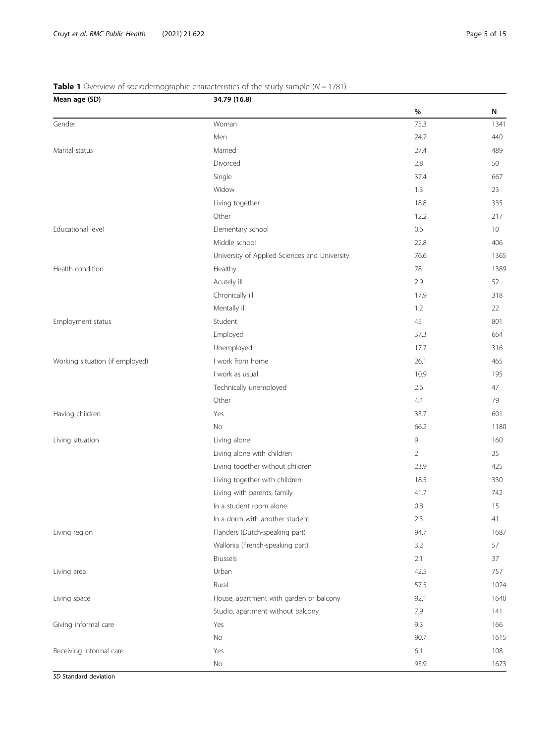**Table 1** Overview of sociodemographic characteristics of the study sample ($N = 1781$)

| Mean age (SD) | 34.79 (16.8) | | |
|---|---|---|---|
| | | % | N |
| Gender | Woman | 75.3 | 1341 |
| | Men | 24.7 | 440 |
| Marital status | Married | 27.4 | 489 |
| | Divorced | 2.8 | 50 |
| | Single | 37.4 | 667 |
| | Widow | 1.3 | 23 |
| | Living together | 18.8 | 335 |
| | Other | 12.2 | 217 |
| Educational level | Elementary school | 0.6 | 10 |
| | Middle school | 22.8 | 406 |
| | University of Applied Sciences and University | 76.6 | 1365 |
| Health condition | Healthy | 78 | 1389 |
| | Acutely ill | 2.9 | 52 |
| | Chronically ill | 17.9 | 318 |
| | Mentally ill | 1.2 | 22 |
| Employment status | Student | 45 | 801 |
| | Employed | 37.3 | 664 |
| | Unemployed | 17.7 | 316 |
| Working situation (if employed) | I work from home | 26.1 | 465 |
| | I work as usual | 10.9 | 195 |
| | Technically unemployed | 2.6 | 47 |
| | Other | 4.4 | 79 |
| Having children | Yes | 33.7 | 601 |
| | No | 66.2 | 1180 |
| Living situation | Living alone | 9 | 160 |
| | Living alone with children | 2 | 35 |
| | Living together without children | 23.9 | 425 |
| | Living together with children | 18.5 | 330 |
| | Living with parents, family | 41.7 | 742 |
| | In a student room alone | 0.8 | 15 |
| | In a dorm with another student | 2.3 | 41 |
| Living region | Flanders (Dutch-speaking part) | 94.7 | 1687 |
| | Wallonia (French-speaking part) | 3.2 | 57 |
| | Brussels | 2.1 | 37 |
| Living area | Urban | 42.5 | 757 |
| | Rural | 57.5 | 1024 |
| Living space | House, apartment with garden or balcony | 92.1 | 1640 |
| | Studio, apartment without balcony | 7.9 | 141 |
| Giving informal care | Yes | 9.3 | 166 |
| | No | 90.7 | 1615 |
| Receiving informal care | Yes | 6.1 | 108 |
| | No | 93.9 | 1673 |

*SD* Standard deviation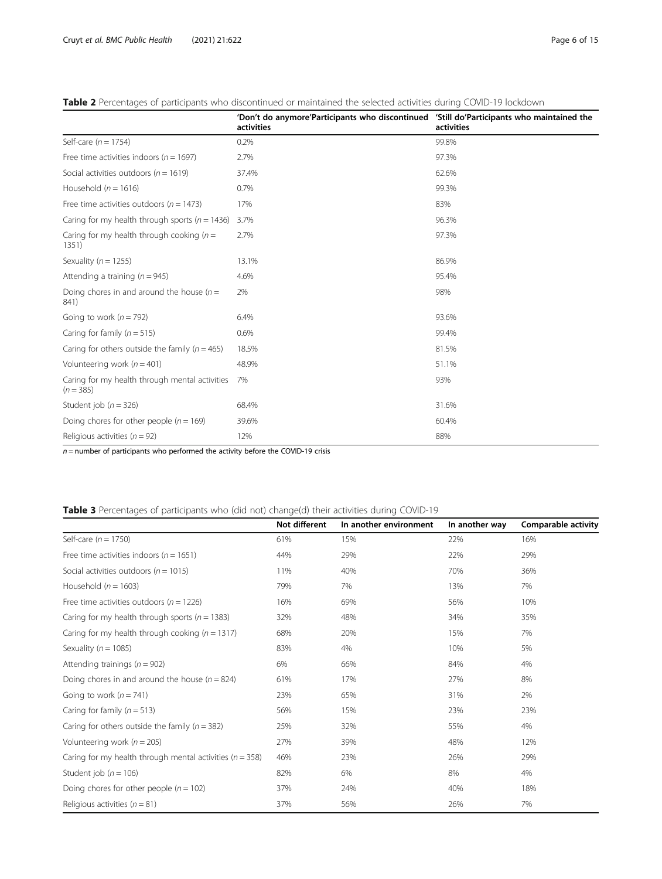**Table 2** Percentages of participants who discontinued or maintained the selected activities during COVID-19 lockdown

| | 'Don't do anymore'Participants who discontinued activities | 'Still do'Participants who maintained the activities |
|---|---|---|
| Self-care ($n = 1754$) | 0.2% | 99.8% |
| Free time activities indoors ($n = 1697$) | 2.7% | 97.3% |
| Social activities outdoors ($n = 1619$) | 37.4% | 62.6% |
| Household ($n = 1616$) | 0.7% | 99.3% |
| Free time activities outdoors ($n = 1473$) | 17% | 83% |
| Caring for my health through sports ($n = 1436$) | 3.7% | 96.3% |
| Caring for my health through cooking ($n = 1351$) | 2.7% | 97.3% |
| Sexuality ($n = 1255$) | 13.1% | 86.9% |
| Attending a training ($n = 945$) | 4.6% | 95.4% |
| Doing chores in and around the house ($n = 841$) | 2% | 98% |
| Going to work ($n = 792$) | 6.4% | 93.6% |
| Caring for family ($n = 515$) | 0.6% | 99.4% |
| Caring for others outside the family ($n = 465$) | 18.5% | 81.5% |
| Volunteering work ($n = 401$) | 48.9% | 51.1% |
| Caring for my health through mental activities ($n = 385$) | 7% | 93% |
| Student job ($n = 326$) | 68.4% | 31.6% |
| Doing chores for other people ($n = 169$) | 39.6% | 60.4% |
| Religious activities ($n = 92$) | 12% | 88% |

$n$ = number of participants who performed the activity before the COVID-19 crisis

**Table 3** Percentages of participants who (did not) change(d) their activities during COVID-19

| | Not different | In another environment | In another way | Comparable activity |
|---|---|---|---|---|
| Self-care ($n = 1750$) | 61% | 15% | 22% | 16% |
| Free time activities indoors ($n = 1651$) | 44% | 29% | 22% | 29% |
| Social activities outdoors ($n = 1015$) | 11% | 40% | 70% | 36% |
| Household ($n = 1603$) | 79% | 7% | 13% | 7% |
| Free time activities outdoors ($n = 1226$) | 16% | 69% | 56% | 10% |
| Caring for my health through sports ($n = 1383$) | 32% | 48% | 34% | 35% |
| Caring for my health through cooking ($n = 1317$) | 68% | 20% | 15% | 7% |
| Sexuality ($n = 1085$) | 83% | 4% | 10% | 5% |
| Attending trainings ($n = 902$) | 6% | 66% | 84% | 4% |
| Doing chores in and around the house ($n = 824$) | 61% | 17% | 27% | 8% |
| Going to work ($n = 741$) | 23% | 65% | 31% | 2% |
| Caring for family ($n = 513$) | 56% | 15% | 23% | 23% |
| Caring for others outside the family ($n = 382$) | 25% | 32% | 55% | 4% |
| Volunteering work ($n = 205$) | 27% | 39% | 48% | 12% |
| Caring for my health through mental activities ($n = 358$) | 46% | 23% | 26% | 29% |
| Student job ($n = 106$) | 82% | 6% | 8% | 4% |
| Doing chores for other people ($n = 102$) | 37% | 24% | 40% | 18% |
| Religious activities ($n = 81$) | 37% | 56% | 26% | 7% |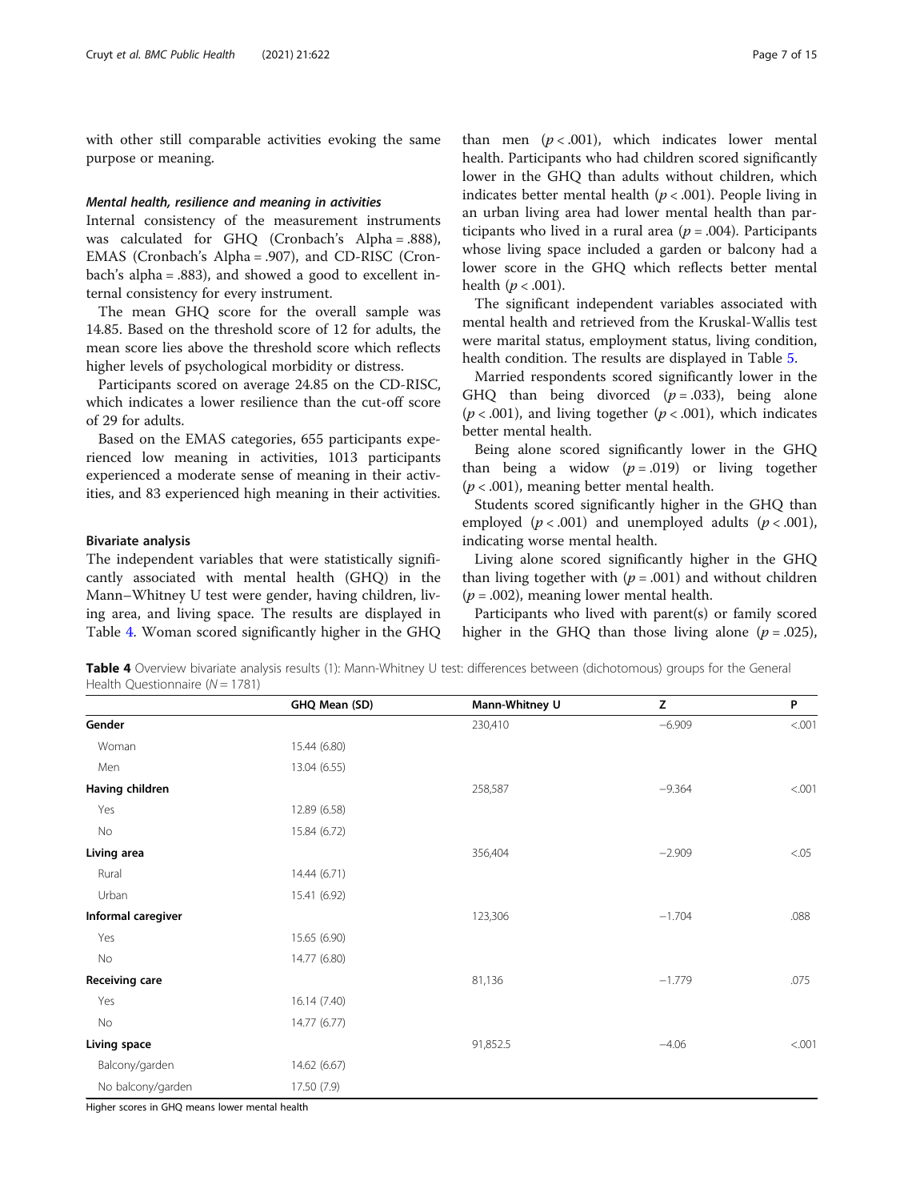with other still comparable activities evoking the same purpose or meaning.

#### *Mental health, resilience and meaning in activities*

Internal consistency of the measurement instruments was calculated for GHQ (Cronbach's Alpha = .888), EMAS (Cronbach's Alpha = .907), and CD-RISC (Cronbach's alpha = .883), and showed a good to excellent internal consistency for every instrument.

The mean GHQ score for the overall sample was 14.85. Based on the threshold score of 12 for adults, the mean score lies above the threshold score which reflects higher levels of psychological morbidity or distress.

Participants scored on average 24.85 on the CD-RISC, which indicates a lower resilience than the cut-off score of 29 for adults.

Based on the EMAS categories, 655 participants experienced low meaning in activities, 1013 participants experienced a moderate sense of meaning in their activities, and 83 experienced high meaning in their activities.

### Bivariate analysis

The independent variables that were statistically significantly associated with mental health (GHQ) in the Mann–Whitney U test were gender, having children, living area, and living space. The results are displayed in Table 4. Woman scored significantly higher in the GHQ than men ($p < .001$), which indicates lower mental health. Participants who had children scored significantly lower in the GHQ than adults without children, which indicates better mental health ($p < .001$). People living in an urban living area had lower mental health than participants who lived in a rural area ($p = .004$). Participants whose living space included a garden or balcony had a lower score in the GHQ which reflects better mental health ($p < .001$).

The significant independent variables associated with mental health and retrieved from the Kruskal-Wallis test were marital status, employment status, living condition, health condition. The results are displayed in Table 5.

Married respondents scored significantly lower in the GHQ than being divorced ($p = .033$), being alone ($p < .001$), and living together ($p < .001$), which indicates better mental health.

Being alone scored significantly lower in the GHQ than being a widow ($p = .019$) or living together ($p < .001$), meaning better mental health.

Students scored significantly higher in the GHQ than employed ($p < .001$) and unemployed adults ($p < .001$), indicating worse mental health.

Living alone scored significantly higher in the GHQ than living together with ($p = .001$) and without children ($p = .002$), meaning lower mental health.

Participants who lived with parent(s) or family scored higher in the GHQ than those living alone ($p = .025$),

**Table 4** Overview bivariate analysis results (1): Mann-Whitney U test: differences between (dichotomous) groups for the General Health Questionnaire ($N = 1781$)

| | GHQ Mean (SD) | Mann-Whitney U | Z | P |
|---|---|---|---|---|
| **Gender** | | 230,410 | −6.909 | <.001 |
| Woman | 15.44 (6.80) | | | |
| Men | 13.04 (6.55) | | | |
| **Having children** | | 258,587 | −9.364 | <.001 |
| Yes | 12.89 (6.58) | | | |
| No | 15.84 (6.72) | | | |
| **Living area** | | 356,404 | −2.909 | <.05 |
| Rural | 14.44 (6.71) | | | |
| Urban | 15.41 (6.92) | | | |
| **Informal caregiver** | | 123,306 | −1.704 | .088 |
| Yes | 15.65 (6.90) | | | |
| No | 14.77 (6.80) | | | |
| **Receiving care** | | 81,136 | −1.779 | .075 |
| Yes | 16.14 (7.40) | | | |
| No | 14.77 (6.77) | | | |
| **Living space** | | 91,852.5 | −4.06 | <.001 |
| Balcony/garden | 14.62 (6.67) | | | |
| No balcony/garden | 17.50 (7.9) | | | |

Higher scores in GHQ means lower mental health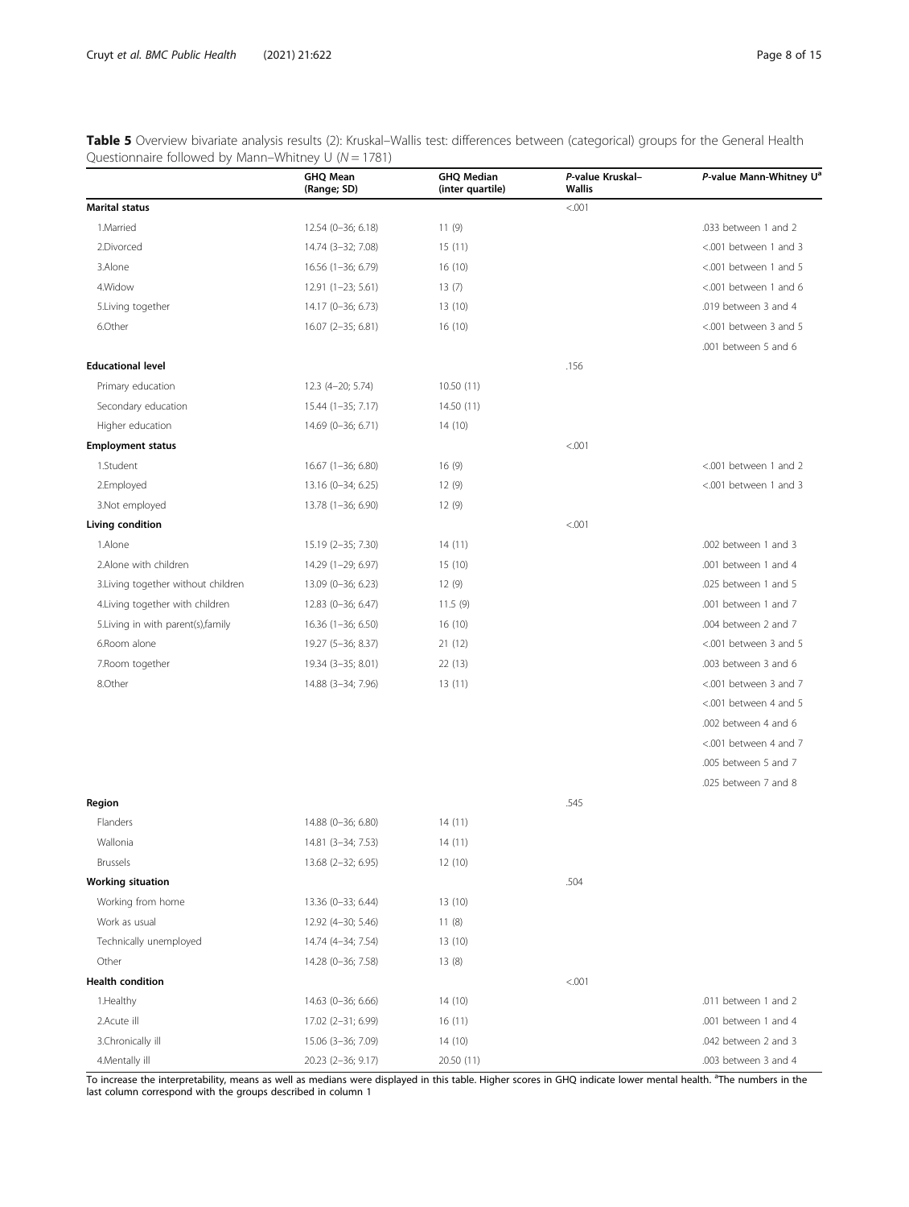**Table 5** Overview bivariate analysis results (2): Kruskal–Wallis test: differences between (categorical) groups for the General Health Questionnaire followed by Mann–Whitney U ($N = 1781$)

| | GHQ Mean (Range; SD) | GHQ Median (inter quartile) | *P*-value Kruskal–Wallis | *P*-value Mann-Whitney U[a] |
|---|---|---|---|---|
| **Marital status** | | | <.001 | |
| 1.Married | 12.54 (0–36; 6.18) | 11 (9) | | .033 between 1 and 2 |
| 2.Divorced | 14.74 (3–32; 7.08) | 15 (11) | | <.001 between 1 and 3 |
| 3.Alone | 16.56 (1–36; 6.79) | 16 (10) | | <.001 between 1 and 5 |
| 4.Widow | 12.91 (1–23; 5.61) | 13 (7) | | <.001 between 1 and 6 |
| 5.Living together | 14.17 (0–36; 6.73) | 13 (10) | | .019 between 3 and 4 |
| 6.Other | 16.07 (2–35; 6.81) | 16 (10) | | <.001 between 3 and 5 |
| | | | | .001 between 5 and 6 |
| **Educational level** | | | .156 | |
| Primary education | 12.3 (4–20; 5.74) | 10.50 (11) | | |
| Secondary education | 15.44 (1–35; 7.17) | 14.50 (11) | | |
| Higher education | 14.69 (0–36; 6.71) | 14 (10) | | |
| **Employment status** | | | <.001 | |
| 1.Student | 16.67 (1–36; 6.80) | 16 (9) | | <.001 between 1 and 2 |
| 2.Employed | 13.16 (0–34; 6.25) | 12 (9) | | <.001 between 1 and 3 |
| 3.Not employed | 13.78 (1–36; 6.90) | 12 (9) | | |
| **Living condition** | | | <.001 | |
| 1.Alone | 15.19 (2–35; 7.30) | 14 (11) | | .002 between 1 and 3 |
| 2.Alone with children | 14.29 (1–29; 6.97) | 15 (10) | | .001 between 1 and 4 |
| 3.Living together without children | 13.09 (0–36; 6.23) | 12 (9) | | .025 between 1 and 5 |
| 4.Living together with children | 12.83 (0–36; 6.47) | 11.5 (9) | | .001 between 1 and 7 |
| 5.Living in with parent(s),family | 16.36 (1–36; 6.50) | 16 (10) | | .004 between 2 and 7 |
| 6.Room alone | 19.27 (5–36; 8.37) | 21 (12) | | <.001 between 3 and 5 |
| 7.Room together | 19.34 (3–35; 8.01) | 22 (13) | | .003 between 3 and 6 |
| 8.Other | 14.88 (3–34; 7.96) | 13 (11) | | <.001 between 3 and 7 |
| | | | | <.001 between 4 and 5 |
| | | | | .002 between 4 and 6 |
| | | | | <.001 between 4 and 7 |
| | | | | .005 between 5 and 7 |
| | | | | .025 between 7 and 8 |
| **Region** | | | .545 | |
| Flanders | 14.88 (0–36; 6.80) | 14 (11) | | |
| Wallonia | 14.81 (3–34; 7.53) | 14 (11) | | |
| Brussels | 13.68 (2–32; 6.95) | 12 (10) | | |
| **Working situation** | | | .504 | |
| Working from home | 13.36 (0–33; 6.44) | 13 (10) | | |
| Work as usual | 12.92 (4–30; 5.46) | 11 (8) | | |
| Technically unemployed | 14.74 (4–34; 7.54) | 13 (10) | | |
| Other | 14.28 (0–36; 7.58) | 13 (8) | | |
| **Health condition** | | | <.001 | |
| 1.Healthy | 14.63 (0–36; 6.66) | 14 (10) | | .011 between 1 and 2 |
| 2.Acute ill | 17.02 (2–31; 6.99) | 16 (11) | | .001 between 1 and 4 |
| 3.Chronically ill | 15.06 (3–36; 7.09) | 14 (10) | | .042 between 2 and 3 |
| 4.Mentally ill | 20.23 (2–36; 9.17) | 20.50 (11) | | .003 between 3 and 4 |

To increase the interpretability, means as well as medians were displayed in this table. Higher scores in GHQ indicate lower mental health. [a]The numbers in the last column correspond with the groups described in column 1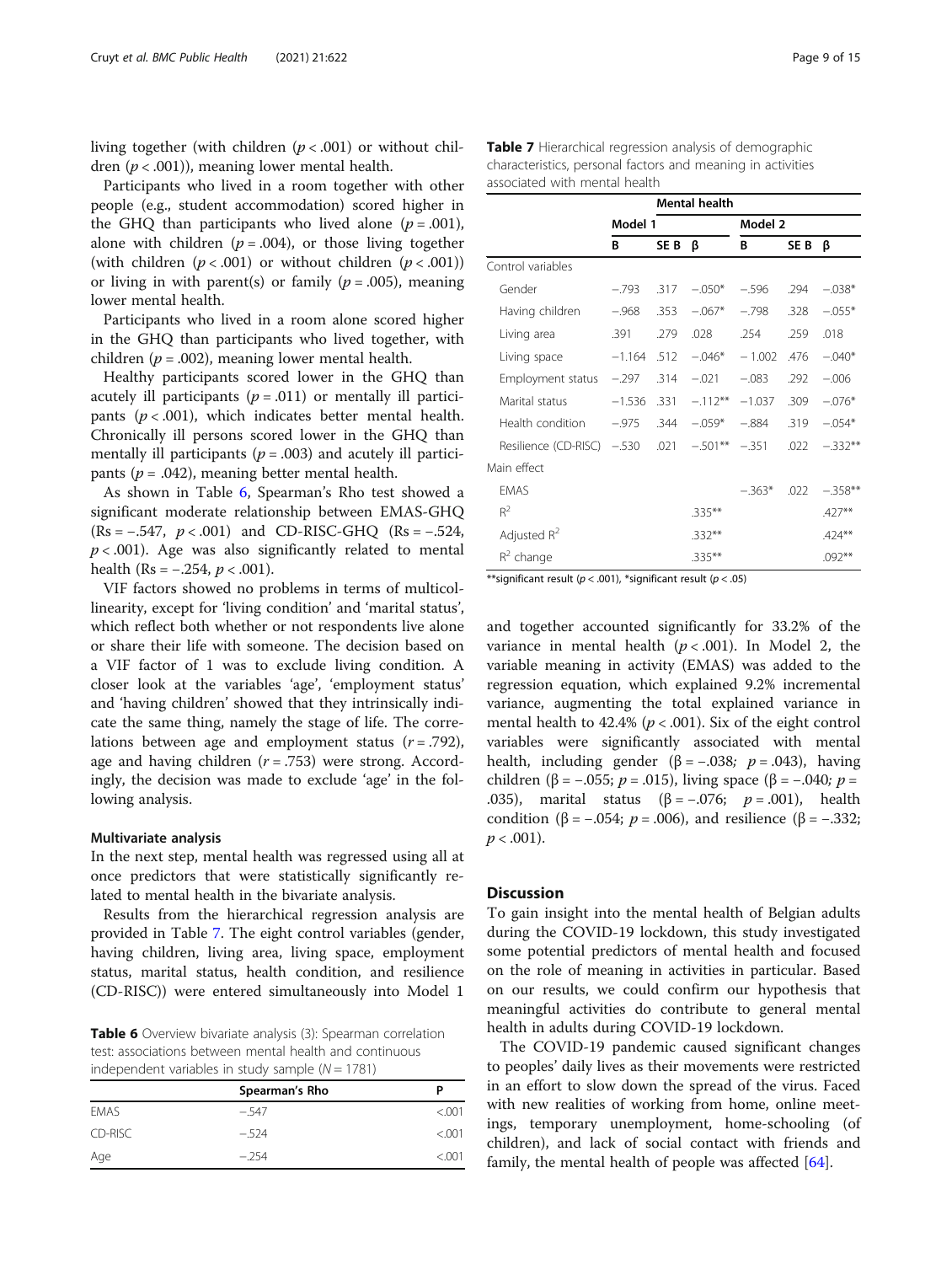living together (with children ($p < .001$) or without children ($p < .001$)), meaning lower mental health.

Participants who lived in a room together with other people (e.g., student accommodation) scored higher in the GHQ than participants who lived alone ($p = .001$), alone with children ($p = .004$), or those living together (with children ($p < .001$) or without children ($p < .001$)) or living in with parent(s) or family ($p = .005$), meaning lower mental health.

Participants who lived in a room alone scored higher in the GHQ than participants who lived together, with children ($p = .002$), meaning lower mental health.

Healthy participants scored lower in the GHQ than acutely ill participants ($p = .011$) or mentally ill participants ($p < .001$), which indicates better mental health. Chronically ill persons scored lower in the GHQ than mentally ill participants ($p = .003$) and acutely ill participants ($p = .042$), meaning better mental health.

As shown in Table 6, Spearman's Rho test showed a significant moderate relationship between EMAS-GHQ (Rs = −.547, $p < .001$) and CD-RISC-GHQ (Rs = −.524, $p < .001$). Age was also significantly related to mental health (Rs = −.254, $p < .001$).

VIF factors showed no problems in terms of multicollinearity, except for 'living condition' and 'marital status', which reflect both whether or not respondents live alone or share their life with someone. The decision based on a VIF factor of 1 was to exclude living condition. A closer look at the variables 'age', 'employment status' and 'having children' showed that they intrinsically indicate the same thing, namely the stage of life. The correlations between age and employment status ($r = .792$), age and having children ($r = .753$) were strong. Accordingly, the decision was made to exclude 'age' in the following analysis.

#### Multivariate analysis

In the next step, mental health was regressed using all at once predictors that were statistically significantly related to mental health in the bivariate analysis.

Results from the hierarchical regression analysis are provided in Table 7. The eight control variables (gender, having children, living area, living space, employment status, marital status, health condition, and resilience (CD-RISC)) were entered simultaneously into Model 1 and together accounted significantly for 33.2% of the variance in mental health ($p < .001$). In Model 2, the variable meaning in activity (EMAS) was added to the regression equation, which explained 9.2% incremental variance, augmenting the total explained variance in mental health to 42.4% ($p < .001$). Six of the eight control variables were significantly associated with mental health, including gender (β = −.038; $p = .043$), having children (β = −.055; $p = .015$), living space (β = −.040; $p = .035$), marital status (β = −.076; $p = .001$), health condition (β = −.054; $p = .006$), and resilience (β = −.332; $p < .001$).

**Table 6** Overview bivariate analysis (3): Spearman correlation test: associations between mental health and continuous independent variables in study sample ($N = 1781$)

| | Spearman's Rho | P |
|---|---|---|
| EMAS | −.547 | <.001 |
| CD-RISC | −.524 | <.001 |
| Age | −.254 | <.001 |

**Table 7** Hierarchical regression analysis of demographic characteristics, personal factors and meaning in activities associated with mental health

| | Mental health | | | | | |
|---|---|---|---|---|---|---|
| | Model 1 | | | Model 2 | | |
| | B | SE B | β | B | SE B | β |
| Control variables | | | | | | |
| Gender | −.793 | .317 | −.050* | −.596 | .294 | −.038* |
| Having children | −.968 | .353 | −.067* | −.798 | .328 | −.055* |
| Living area | .391 | .279 | .028 | .254 | .259 | .018 |
| Living space | −1.164 | .512 | −.046* | −1.002 | .476 | −.040* |
| Employment status | −.297 | .314 | −.021 | −.083 | .292 | −.006 |
| Marital status | −1.536 | .331 | −.112** | −1.037 | .309 | −.076* |
| Health condition | −.975 | .344 | −.059* | −.884 | .319 | −.054* |
| Resilience (CD-RISC) | −.530 | .021 | −.501** | −.351 | .022 | −.332** |
| Main effect | | | | | | |
| EMAS | | | | −.363* | .022 | −.358** |
| $R^2$ | | | .335** | | | .427** |
| Adjusted $R^2$ | | | .332** | | | .424** |
| $R^2$ change | | | .335** | | | .092** |

**significant result ($p < .001$), *significant result ($p < .05$)

## Discussion

To gain insight into the mental health of Belgian adults during the COVID-19 lockdown, this study investigated some potential predictors of mental health and focused on the role of meaning in activities in particular. Based on our results, we could confirm our hypothesis that meaningful activities do contribute to general mental health in adults during COVID-19 lockdown.

The COVID-19 pandemic caused significant changes to peoples' daily lives as their movements were restricted in an effort to slow down the spread of the virus. Faced with new realities of working from home, online meetings, temporary unemployment, home-schooling (of children), and lack of social contact with friends and family, the mental health of people was affected [64].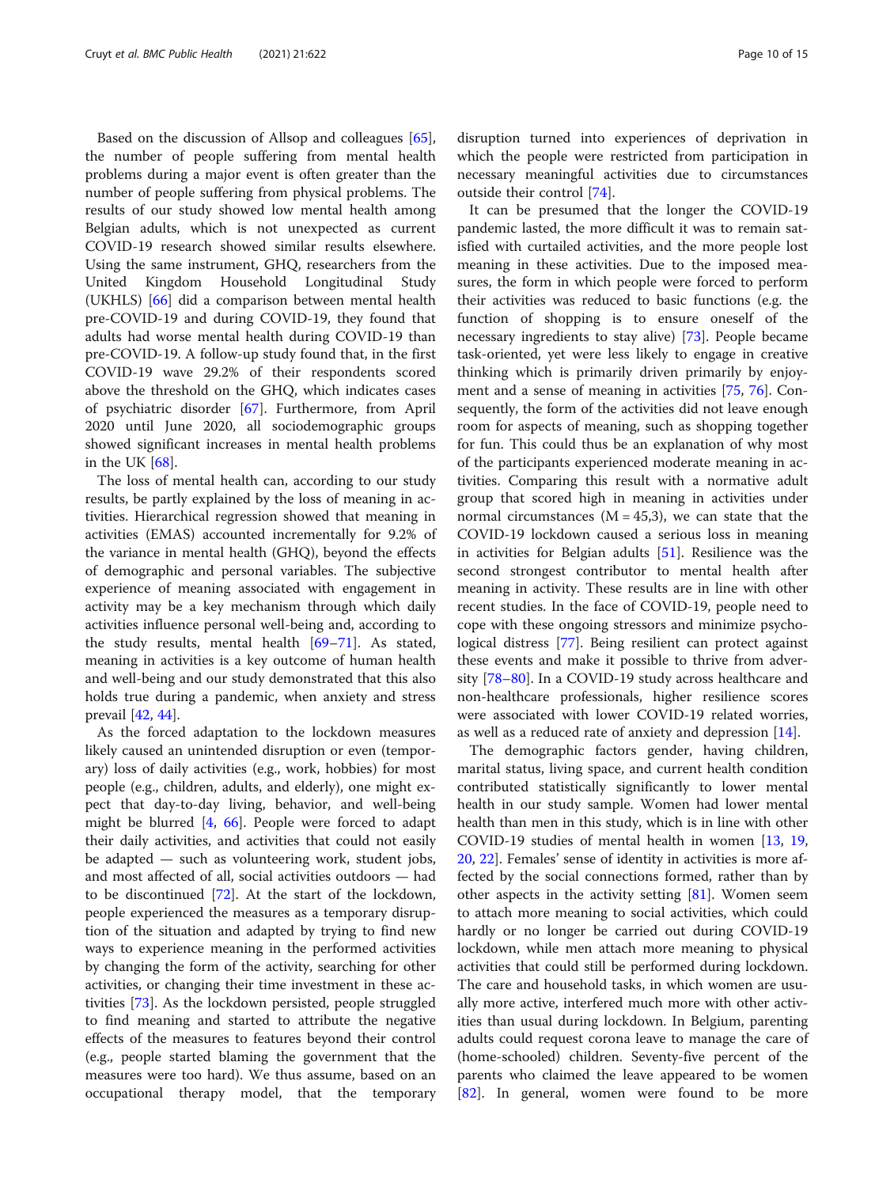Based on the discussion of Allsop and colleagues [65], the number of people suffering from mental health problems during a major event is often greater than the number of people suffering from physical problems. The results of our study showed low mental health among Belgian adults, which is not unexpected as current COVID-19 research showed similar results elsewhere. Using the same instrument, GHQ, researchers from the United Kingdom Household Longitudinal Study (UKHLS) [66] did a comparison between mental health pre-COVID-19 and during COVID-19, they found that adults had worse mental health during COVID-19 than pre-COVID-19. A follow-up study found that, in the first COVID-19 wave 29.2% of their respondents scored above the threshold on the GHQ, which indicates cases of psychiatric disorder [67]. Furthermore, from April 2020 until June 2020, all sociodemographic groups showed significant increases in mental health problems in the UK [68].

The loss of mental health can, according to our study results, be partly explained by the loss of meaning in activities. Hierarchical regression showed that meaning in activities (EMAS) accounted incrementally for 9.2% of the variance in mental health (GHQ), beyond the effects of demographic and personal variables. The subjective experience of meaning associated with engagement in activity may be a key mechanism through which daily activities influence personal well-being and, according to the study results, mental health [69–71]. As stated, meaning in activities is a key outcome of human health and well-being and our study demonstrated that this also holds true during a pandemic, when anxiety and stress prevail [42, 44].

As the forced adaptation to the lockdown measures likely caused an unintended disruption or even (temporary) loss of daily activities (e.g., work, hobbies) for most people (e.g., children, adults, and elderly), one might expect that day-to-day living, behavior, and well-being might be blurred [4, 66]. People were forced to adapt their daily activities, and activities that could not easily be adapted — such as volunteering work, student jobs, and most affected of all, social activities outdoors — had to be discontinued [72]. At the start of the lockdown, people experienced the measures as a temporary disruption of the situation and adapted by trying to find new ways to experience meaning in the performed activities by changing the form of the activity, searching for other activities, or changing their time investment in these activities [73]. As the lockdown persisted, people struggled to find meaning and started to attribute the negative effects of the measures to features beyond their control (e.g., people started blaming the government that the measures were too hard). We thus assume, based on an occupational therapy model, that the temporary disruption turned into experiences of deprivation in which the people were restricted from participation in necessary meaningful activities due to circumstances outside their control [74].

It can be presumed that the longer the COVID-19 pandemic lasted, the more difficult it was to remain satisfied with curtailed activities, and the more people lost meaning in these activities. Due to the imposed measures, the form in which people were forced to perform their activities was reduced to basic functions (e.g. the function of shopping is to ensure oneself of the necessary ingredients to stay alive) [73]. People became task-oriented, yet were less likely to engage in creative thinking which is primarily driven primarily by enjoyment and a sense of meaning in activities [75, 76]. Consequently, the form of the activities did not leave enough room for aspects of meaning, such as shopping together for fun. This could thus be an explanation of why most of the participants experienced moderate meaning in activities. Comparing this result with a normative adult group that scored high in meaning in activities under normal circumstances ($M = 45{,}3$), we can state that the COVID-19 lockdown caused a serious loss in meaning in activities for Belgian adults [51]. Resilience was the second strongest contributor to mental health after meaning in activity. These results are in line with other recent studies. In the face of COVID-19, people need to cope with these ongoing stressors and minimize psychological distress [77]. Being resilient can protect against these events and make it possible to thrive from adversity [78–80]. In a COVID-19 study across healthcare and non-healthcare professionals, higher resilience scores were associated with lower COVID-19 related worries, as well as a reduced rate of anxiety and depression [14].

The demographic factors gender, having children, marital status, living space, and current health condition contributed statistically significantly to lower mental health in our study sample. Women had lower mental health than men in this study, which is in line with other COVID-19 studies of mental health in women [13, 19, 20, 22]. Females' sense of identity in activities is more affected by the social connections formed, rather than by other aspects in the activity setting [81]. Women seem to attach more meaning to social activities, which could hardly or no longer be carried out during COVID-19 lockdown, while men attach more meaning to physical activities that could still be performed during lockdown. The care and household tasks, in which women are usually more active, interfered much more with other activities than usual during lockdown. In Belgium, parenting adults could request corona leave to manage the care of (home-schooled) children. Seventy-five percent of the parents who claimed the leave appeared to be women [82]. In general, women were found to be more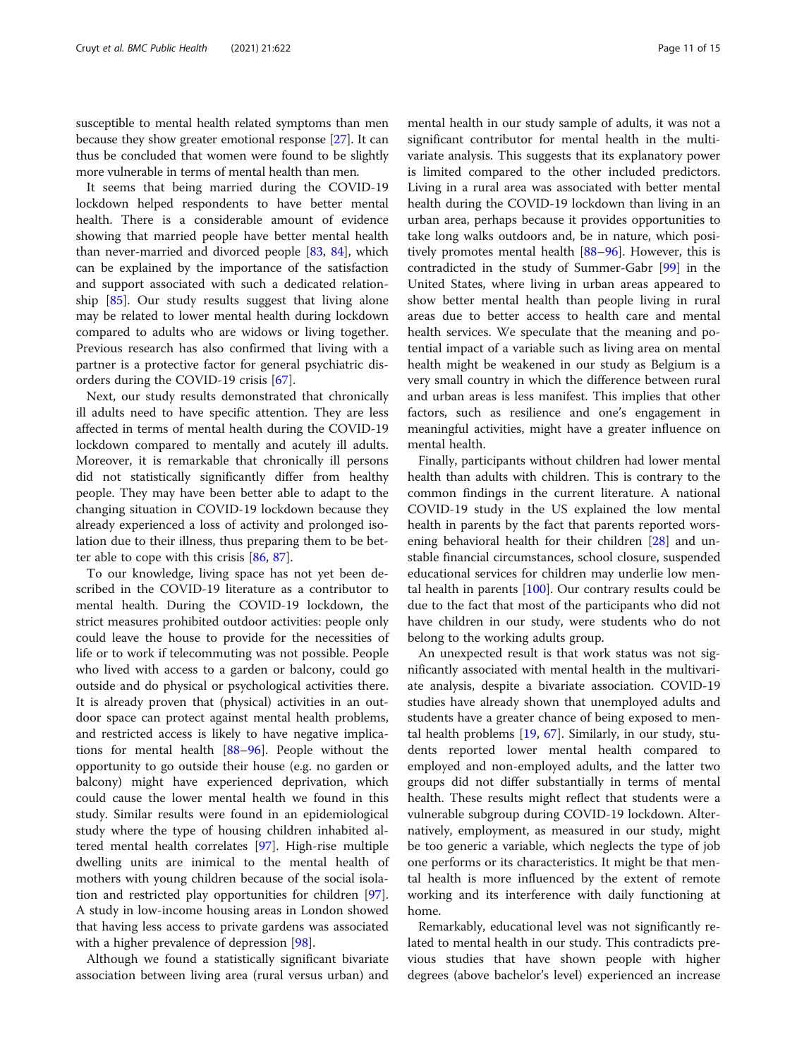susceptible to mental health related symptoms than men because they show greater emotional response [27]. It can thus be concluded that women were found to be slightly more vulnerable in terms of mental health than men.

It seems that being married during the COVID-19 lockdown helped respondents to have better mental health. There is a considerable amount of evidence showing that married people have better mental health than never-married and divorced people [83, 84], which can be explained by the importance of the satisfaction and support associated with such a dedicated relationship [85]. Our study results suggest that living alone may be related to lower mental health during lockdown compared to adults who are widows or living together. Previous research has also confirmed that living with a partner is a protective factor for general psychiatric disorders during the COVID-19 crisis [67].

Next, our study results demonstrated that chronically ill adults need to have specific attention. They are less affected in terms of mental health during the COVID-19 lockdown compared to mentally and acutely ill adults. Moreover, it is remarkable that chronically ill persons did not statistically significantly differ from healthy people. They may have been better able to adapt to the changing situation in COVID-19 lockdown because they already experienced a loss of activity and prolonged isolation due to their illness, thus preparing them to be better able to cope with this crisis [86, 87].

To our knowledge, living space has not yet been described in the COVID-19 literature as a contributor to mental health. During the COVID-19 lockdown, the strict measures prohibited outdoor activities: people only could leave the house to provide for the necessities of life or to work if telecommuting was not possible. People who lived with access to a garden or balcony, could go outside and do physical or psychological activities there. It is already proven that (physical) activities in an outdoor space can protect against mental health problems, and restricted access is likely to have negative implications for mental health [88–96]. People without the opportunity to go outside their house (e.g. no garden or balcony) might have experienced deprivation, which could cause the lower mental health we found in this study. Similar results were found in an epidemiological study where the type of housing children inhabited altered mental health correlates [97]. High-rise multiple dwelling units are inimical to the mental health of mothers with young children because of the social isolation and restricted play opportunities for children [97]. A study in low-income housing areas in London showed that having less access to private gardens was associated with a higher prevalence of depression [98].

Although we found a statistically significant bivariate association between living area (rural versus urban) and mental health in our study sample of adults, it was not a significant contributor for mental health in the multivariate analysis. This suggests that its explanatory power is limited compared to the other included predictors. Living in a rural area was associated with better mental health during the COVID-19 lockdown than living in an urban area, perhaps because it provides opportunities to take long walks outdoors and, be in nature, which positively promotes mental health [88–96]. However, this is contradicted in the study of Summer-Gabr [99] in the United States, where living in urban areas appeared to show better mental health than people living in rural areas due to better access to health care and mental health services. We speculate that the meaning and potential impact of a variable such as living area on mental health might be weakened in our study as Belgium is a very small country in which the difference between rural and urban areas is less manifest. This implies that other factors, such as resilience and one's engagement in meaningful activities, might have a greater influence on mental health.

Finally, participants without children had lower mental health than adults with children. This is contrary to the common findings in the current literature. A national COVID-19 study in the US explained the low mental health in parents by the fact that parents reported worsening behavioral health for their children [28] and unstable financial circumstances, school closure, suspended educational services for children may underlie low mental health in parents [100]. Our contrary results could be due to the fact that most of the participants who did not have children in our study, were students who do not belong to the working adults group.

An unexpected result is that work status was not significantly associated with mental health in the multivariate analysis, despite a bivariate association. COVID-19 studies have already shown that unemployed adults and students have a greater chance of being exposed to mental health problems [19, 67]. Similarly, in our study, students reported lower mental health compared to employed and non-employed adults, and the latter two groups did not differ substantially in terms of mental health. These results might reflect that students were a vulnerable subgroup during COVID-19 lockdown. Alternatively, employment, as measured in our study, might be too generic a variable, which neglects the type of job one performs or its characteristics. It might be that mental health is more influenced by the extent of remote working and its interference with daily functioning at home.

Remarkably, educational level was not significantly related to mental health in our study. This contradicts previous studies that have shown people with higher degrees (above bachelor's level) experienced an increase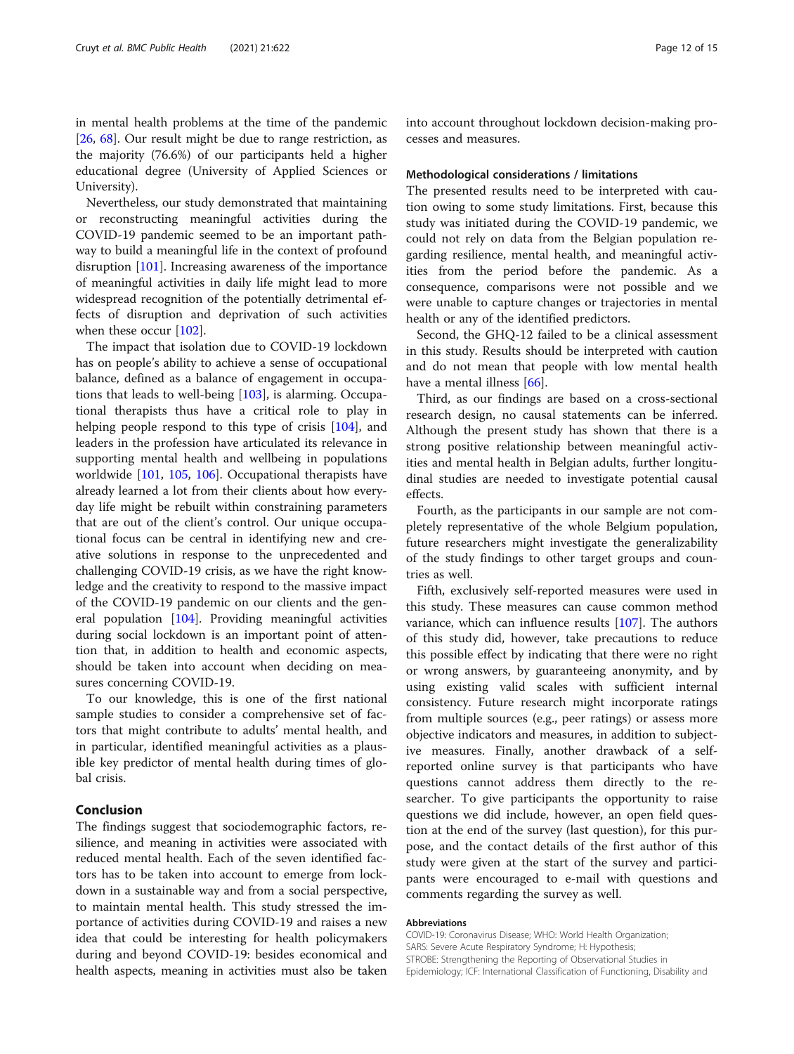in mental health problems at the time of the pandemic [26, 68]. Our result might be due to range restriction, as the majority (76.6%) of our participants held a higher educational degree (University of Applied Sciences or University).

Nevertheless, our study demonstrated that maintaining or reconstructing meaningful activities during the COVID-19 pandemic seemed to be an important pathway to build a meaningful life in the context of profound disruption [101]. Increasing awareness of the importance of meaningful activities in daily life might lead to more widespread recognition of the potentially detrimental effects of disruption and deprivation of such activities when these occur [102].

The impact that isolation due to COVID-19 lockdown has on people's ability to achieve a sense of occupational balance, defined as a balance of engagement in occupations that leads to well-being [103], is alarming. Occupational therapists thus have a critical role to play in helping people respond to this type of crisis [104], and leaders in the profession have articulated its relevance in supporting mental health and wellbeing in populations worldwide [101, 105, 106]. Occupational therapists have already learned a lot from their clients about how everyday life might be rebuilt within constraining parameters that are out of the client's control. Our unique occupational focus can be central in identifying new and creative solutions in response to the unprecedented and challenging COVID-19 crisis, as we have the right knowledge and the creativity to respond to the massive impact of the COVID-19 pandemic on our clients and the general population [104]. Providing meaningful activities during social lockdown is an important point of attention that, in addition to health and economic aspects, should be taken into account when deciding on measures concerning COVID-19.

To our knowledge, this is one of the first national sample studies to consider a comprehensive set of factors that might contribute to adults' mental health, and in particular, identified meaningful activities as a plausible key predictor of mental health during times of global crisis.

## Conclusion

The findings suggest that sociodemographic factors, resilience, and meaning in activities were associated with reduced mental health. Each of the seven identified factors has to be taken into account to emerge from lockdown in a sustainable way and from a social perspective, to maintain mental health. This study stressed the importance of activities during COVID-19 and raises a new idea that could be interesting for health policymakers during and beyond COVID-19: besides economical and health aspects, meaning in activities must also be taken into account throughout lockdown decision-making processes and measures.

### Methodological considerations / limitations

The presented results need to be interpreted with caution owing to some study limitations. First, because this study was initiated during the COVID-19 pandemic, we could not rely on data from the Belgian population regarding resilience, mental health, and meaningful activities from the period before the pandemic. As a consequence, comparisons were not possible and we were unable to capture changes or trajectories in mental health or any of the identified predictors.

Second, the GHQ-12 failed to be a clinical assessment in this study. Results should be interpreted with caution and do not mean that people with low mental health have a mental illness [66].

Third, as our findings are based on a cross-sectional research design, no causal statements can be inferred. Although the present study has shown that there is a strong positive relationship between meaningful activities and mental health in Belgian adults, further longitudinal studies are needed to investigate potential causal effects.

Fourth, as the participants in our sample are not completely representative of the whole Belgium population, future researchers might investigate the generalizability of the study findings to other target groups and countries as well.

Fifth, exclusively self-reported measures were used in this study. These measures can cause common method variance, which can influence results [107]. The authors of this study did, however, take precautions to reduce this possible effect by indicating that there were no right or wrong answers, by guaranteeing anonymity, and by using existing valid scales with sufficient internal consistency. Future research might incorporate ratings from multiple sources (e.g., peer ratings) or assess more objective indicators and measures, in addition to subjective measures. Finally, another drawback of a self-reported online survey is that participants who have questions cannot address them directly to the researcher. To give participants the opportunity to raise questions we did include, however, an open field question at the end of the survey (last question), for this purpose, and the contact details of the first author of this study were given at the start of the survey and participants were encouraged to e-mail with questions and comments regarding the survey as well.

#### Abbreviations

COVID-19: Coronavirus Disease; WHO: World Health Organization; SARS: Severe Acute Respiratory Syndrome; H: Hypothesis; STROBE: Strengthening the Reporting of Observational Studies in Epidemiology; ICF: International Classification of Functioning, Disability and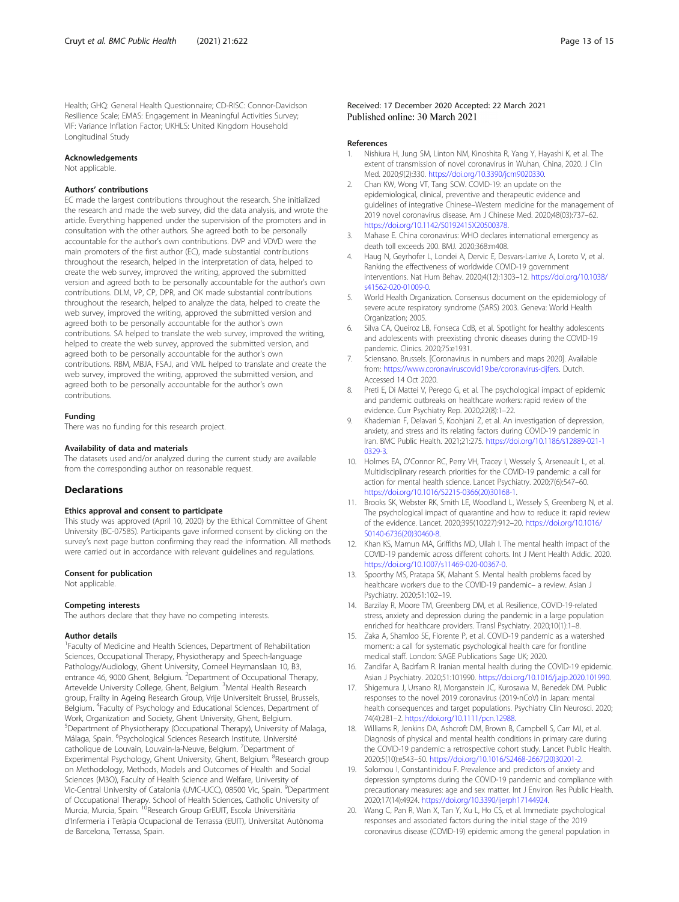Health; GHQ: General Health Questionnaire; CD-RISC: Connor-Davidson Resilience Scale; EMAS: Engagement in Meaningful Activities Survey; VIF: Variance Inflation Factor; UKHLS: United Kingdom Household Longitudinal Study

### Acknowledgements

Not applicable.

### Authors' contributions

EC made the largest contributions throughout the research. She initialized the research and made the web survey, did the data analysis, and wrote the article. Everything happened under the supervision of the promoters and in consultation with the other authors. She agreed both to be personally accountable for the author's own contributions. DVP and VDVD were the main promoters of the first author (EC), made substantial contributions throughout the research, helped in the interpretation of data, helped to create the web survey, improved the writing, approved the submitted version and agreed both to be personally accountable for the author's own contributions. DLM, VP, CP, DPR, and OK made substantial contributions throughout the research, helped to analyze the data, helped to create the web survey, improved the writing, approved the submitted version and agreed both to be personally accountable for the author's own contributions. SA helped to translate the web survey, improved the writing, helped to create the web survey, approved the submitted version, and agreed both to be personally accountable for the author's own contributions. RBM, MBJA, FSAJ, and VML helped to translate and create the web survey, improved the writing, approved the submitted version, and agreed both to be personally accountable for the author's own contributions.

### Funding

There was no funding for this research project.

### Availability of data and materials

The datasets used and/or analyzed during the current study are available from the corresponding author on reasonable request.

## Declarations

### Ethics approval and consent to participate

This study was approved (April 10, 2020) by the Ethical Committee of Ghent University (BC-07585). Participants gave informed consent by clicking on the survey's next page button confirming they read the information. All methods were carried out in accordance with relevant guidelines and regulations.

### Consent for publication

Not applicable.

### Competing interests

The authors declare that they have no competing interests.

### Author details

[1]Faculty of Medicine and Health Sciences, Department of Rehabilitation Sciences, Occupational Therapy, Physiotherapy and Speech-language Pathology/Audiology, Ghent University, Corneel Heymanslaan 10, B3, entrance 46, 9000 Ghent, Belgium. [2]Department of Occupational Therapy, Artevelde University College, Ghent, Belgium. [3]Mental Health Research group, Frailty in Ageing Research Group, Vrije Universiteit Brussel, Brussels, Belgium. [4]Faculty of Psychology and Educational Sciences, Department of Work, Organization and Society, Ghent University, Ghent, Belgium. [5]Department of Physiotherapy (Occupational Therapy), University of Malaga, Málaga, Spain. [6]Psychological Sciences Research Institute, Université catholique de Louvain, Louvain-la-Neuve, Belgium. [7]Department of Experimental Psychology, Ghent University, Ghent, Belgium. [8]Research group on Methodology, Methods, Models and Outcomes of Health and Social Sciences (M3O), Faculty of Health Science and Welfare, University of Vic-Central University of Catalonia (UVIC-UCC), 08500 Vic, Spain. [9]Department of Occupational Therapy. School of Health Sciences, Catholic University of Murcia, Murcia, Spain. [10]Research Group GrEUIT, Escola Universitària d'Infermeria i Teràpia Ocupacional de Terrassa (EUIT), Universitat Autònoma de Barcelona, Terrassa, Spain.

Received: 17 December 2020 Accepted: 22 March 2021
Published online: 30 March 2021

### References

1. Nishiura H, Jung SM, Linton NM, Kinoshita R, Yang Y, Hayashi K, et al. The extent of transmission of novel coronavirus in Wuhan, China, 2020. J Clin Med. 2020;9(2):330. https://doi.org/10.3390/jcm9020330.
2. Chan KW, Wong VT, Tang SCW. COVID-19: an update on the epidemiological, clinical, preventive and therapeutic evidence and guidelines of integrative Chinese–Western medicine for the management of 2019 novel coronavirus disease. Am J Chinese Med. 2020;48(03):737–62. https://doi.org/10.1142/S0192415X20500378.
3. Mahase E. China coronavirus: WHO declares international emergency as death toll exceeds 200. BMJ. 2020;368:m408.
4. Haug N, Geyrhofer L, Londei A, Dervic E, Desvars-Larrive A, Loreto V, et al. Ranking the effectiveness of worldwide COVID-19 government interventions. Nat Hum Behav. 2020;4(12):1303–12. https://doi.org/10.1038/s41562-020-01009-0.
5. World Health Organization. Consensus document on the epidemiology of severe acute respiratory syndrome (SARS) 2003. Geneva: World Health Organization; 2005.
6. Silva CA, Queiroz LB, Fonseca CdB, et al. Spotlight for healthy adolescents and adolescents with preexisting chronic diseases during the COVID-19 pandemic. Clinics. 2020;75:e1931.
7. Sciensano. Brussels. [Coronavirus in numbers and maps 2020]. Available from: https://www.coronaviruscovid19.be/coronavirus-cijfers. Dutch. Accessed 14 Oct 2020.
8. Preti E, Di Mattei V, Perego G, et al. The psychological impact of epidemic and pandemic outbreaks on healthcare workers: rapid review of the evidence. Curr Psychiatry Rep. 2020;22(8):1–22.
9. Khademian F, Delavari S, Koohjani Z, et al. An investigation of depression, anxiety, and stress and its relating factors during COVID-19 pandemic in Iran. BMC Public Health. 2021;21:275. https://doi.org/10.1186/s12889-021-10329-3.
10. Holmes EA, O'Connor RC, Perry VH, Tracey I, Wessely S, Arseneault L, et al. Multidisciplinary research priorities for the COVID-19 pandemic: a call for action for mental health science. Lancet Psychiatry. 2020;7(6):547–60. https://doi.org/10.1016/S2215-0366(20)30168-1.
11. Brooks SK, Webster RK, Smith LE, Woodland L, Wessely S, Greenberg N, et al. The psychological impact of quarantine and how to reduce it: rapid review of the evidence. Lancet. 2020;395(10227):912–20. https://doi.org/10.1016/S0140-6736(20)30460-8.
12. Khan KS, Mamun MA, Griffiths MD, Ullah I. The mental health impact of the COVID-19 pandemic across different cohorts. Int J Ment Health Addic. 2020. https://doi.org/10.1007/s11469-020-00367-0.
13. Spoorthy MS, Pratapa SK, Mahant S. Mental health problems faced by healthcare workers due to the COVID-19 pandemic– a review. Asian J Psychiatr. 2020;51:102–19.
14. Barzilay R, Moore TM, Greenberg DM, et al. Resilience, COVID-19-related stress, anxiety and depression during the pandemic in a large population enriched for healthcare providers. Transl Psychiatry. 2020;10(1):1–8.
15. Zaka A, Shamloo SE, Fiorente P, et al. COVID-19 pandemic as a watershed moment: a call for systematic psychological health care for frontline medical staff. London: SAGE Publications Sage UK; 2020.
16. Zandifar A, Badrfam R. Iranian mental health during the COVID-19 epidemic. Asian J Psychiatr. 2020;51:101990. https://doi.org/10.1016/j.ajp.2020.101990.
17. Shigemura J, Ursano RJ, Morganstein JC, Kurosawa M, Benedek DM. Public responses to the novel 2019 coronavirus (2019-nCoV) in Japan: mental health consequences and target populations. Psychiatry Clin Neurosci. 2020;74(4):281–2. https://doi.org/10.1111/pcn.12988.
18. Williams R, Jenkins DA, Ashcroft DM, Brown B, Campbell S, Carr MJ, et al. Diagnosis of physical and mental health conditions in primary care during the COVID-19 pandemic: a retrospective cohort study. Lancet Public Health. 2020;5(10):e543–50. https://doi.org/10.1016/S2468-2667(20)30201-2.
19. Solomou I, Constantinidou F. Prevalence and predictors of anxiety and depression symptoms during the COVID-19 pandemic and compliance with precautionary measures: age and sex matter. Int J Environ Res Public Health. 2020;17(14):4924. https://doi.org/10.3390/ijerph17144924.
20. Wang C, Pan R, Wan X, Tan Y, Xu L, Ho CS, et al. Immediate psychological responses and associated factors during the initial stage of the 2019 coronavirus disease (COVID-19) epidemic among the general population in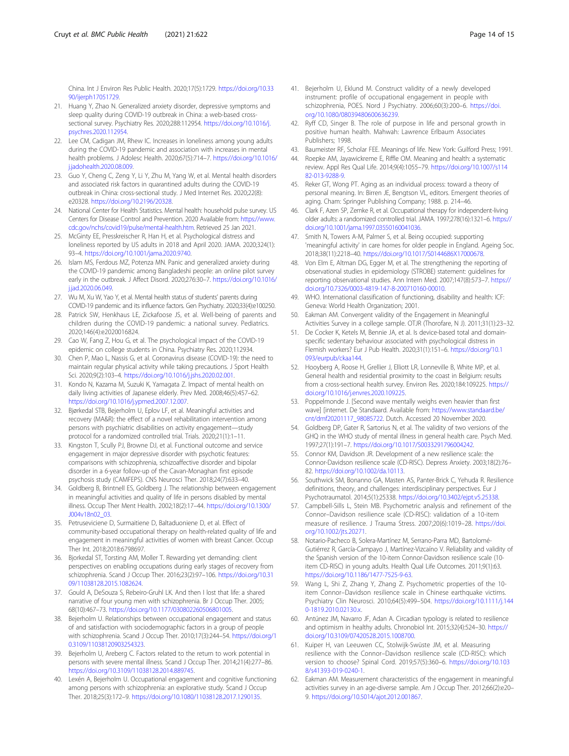China. Int J Environ Res Public Health. 2020;17(5):1729. https://doi.org/10.3390/ijerph17051729.

21. Huang Y, Zhao N. Generalized anxiety disorder, depressive symptoms and sleep quality during COVID-19 outbreak in China: a web-based cross-sectional survey. Psychiatry Res. 2020;288:112954. https://doi.org/10.1016/j.psychres.2020.112954.
22. Lee CM, Cadigan JM, Rhew IC. Increases in loneliness among young adults during the COVID-19 pandemic and association with increases in mental health problems. J Adolesc Health. 2020;67(5):714–7. https://doi.org/10.1016/j.jadohealth.2020.08.009.
23. Guo Y, Cheng C, Zeng Y, Li Y, Zhu M, Yang W, et al. Mental health disorders and associated risk factors in quarantined adults during the COVID-19 outbreak in China: cross-sectional study. J Med Internet Res. 2020;22(8):e20328. https://doi.org/10.2196/20328.
24. National Center for Health Statistics. Mental health: household pulse survey. US Centers for Disease Control and Prevention. 2020 Available from: https://www.cdc.gov/nchs/covid19/pulse/mental-health.htm. Retrieved 25 Jan 2021.
25. McGinty EE, Presskreischer R, Han H, et al. Psychological distress and loneliness reported by US adults in 2018 and April 2020. JAMA. 2020;324(1):93–4. https://doi.org/10.1001/jama.2020.9740.
26. Islam MS, Ferdous MZ, Potenza MN. Panic and generalized anxiety during the COVID-19 pandemic among Bangladeshi people: an online pilot survey early in the outbreak. J Affect Disord. 2020;276:30–7. https://doi.org/10.1016/j.jad.2020.06.049.
27. Wu M, Xu W, Yao Y, et al. Mental health status of students' parents during COVID-19 pandemic and its influence factors. Gen Psychiatry. 2020;33(4):e100250.
28. Patrick SW, Henkhaus LE, Zickafoose JS, et al. Well-being of parents and children during the COVID-19 pandemic: a national survey. Pediatrics. 2020;146(4):e2020016824.
29. Cao W, Fang Z, Hou G, et al. The psychological impact of the COVID-19 epidemic on college students in China. Psychiatry Res. 2020;112934.
30. Chen P, Mao L, Nassis G, et al. Coronavirus disease (COVID-19): the need to maintain regular physical activity while taking precautions. J Sport Health Sci. 2020;9(2):103–4. https://doi.org/10.1016/j.jshs.2020.02.001.
31. Kondo N, Kazama M, Suzuki K, Yamagata Z. Impact of mental health on daily living activities of Japanese elderly. Prev Med. 2008;46(5):457–62. https://doi.org/10.1016/j.ypmed.2007.12.007.
32. Bjørkedal STB, Bejerholm U, Eplov LF, et al. Meaningful activities and recovery (MA&R): the effect of a novel rehabilitation intervention among persons with psychiatric disabilities on activity engagement—study protocol for a randomized controlled trial. Trials. 2020;21(1):1–11.
33. Kingston T, Scully PJ, Browne DJ, et al. Functional outcome and service engagement in major depressive disorder with psychotic features: comparisons with schizophrenia, schizoaffective disorder and bipolar disorder in a 6-year follow-up of the Cavan-Monaghan first episode psychosis study (CAMFEPS). CNS Neurosci Ther. 2018;24(7):633–40.
34. Goldberg B, Brintnell ES, Goldberg J. The relationship between engagement in meaningful activities and quality of life in persons disabled by mental illness. Occup Ther Ment Health. 2002;18(2):17–44. https://doi.org/10.1300/J004v18n02_03.
35. Petruseviciene D, Surmaitiene D, Baltaduoniene D, et al. Effect of community-based occupational therapy on health-related quality of life and engagement in meaningful activities of women with breast Cancer. Occup Ther Int. 2018;2018:6798697.
36. Bjorkedal ST, Torsting AM, Moller T. Rewarding yet demanding: client perspectives on enabling occupations during early stages of recovery from schizophrenia. Scand J Occup Ther. 2016;23(2):97–106. https://doi.org/10.3109/11038128.2015.1082624.
37. Gould A, DeSouza S, Rebeiro-Gruhl LK. And then I lost that life: a shared narrative of four young men with schizophrenia. Br J Occup Ther. 2005;68(10):467–73. https://doi.org/10.1177/030802260506801005.
38. Bejerholm U. Relationships between occupational engagement and status of and satisfaction with sociodemographic factors in a group of people with schizophrenia. Scand J Occup Ther. 2010;17(3):244–54. https://doi.org/10.3109/11038120903254323.
39. Bejerholm U, Areberg C. Factors related to the return to work potential in persons with severe mental illness. Scand J Occup Ther. 2014;21(4):277–86. https://doi.org/10.3109/11038128.2014.889745.
40. Lexén A, Bejerholm U. Occupational engagement and cognitive functioning among persons with schizophrenia: an explorative study. Scand J Occup Ther. 2018;25(3):172–9. https://doi.org/10.1080/11038128.2017.1290135.
41. Bejerholm U, Eklund M. Construct validity of a newly developed instrument: profile of occupational engagement in people with schizophrenia, POES. Nord J Psychiatry. 2006;60(3):200–6. https://doi.org/10.1080/08039480600636239.
42. Ryff CD, Singer B. The role of purpose in life and personal growth in positive human health. Mahwah: Lawrence Erlbaum Associates Publishers; 1998.
43. Baumeister RF, Scholar FEE. Meanings of life. New York: Guilford Press; 1991.
44. Roepke AM, Jayawickreme E, Riffle OM. Meaning and health: a systematic review. Appl Res Qual Life. 2014;9(4):1055–79. https://doi.org/10.1007/s11482-013-9288-9.
45. Reker GT, Wong PT. Aging as an individual process: toward a theory of personal meaning. In: Birren JE, Bengtson VL, editors. Emergent theories of aging. Cham: Springer Publishing Company; 1988. p. 214–46.
46. Clark F, Azen SP, Zemke R, et al. Occupational therapy for independent-living older adults: a randomized controlled trial. JAMA. 1997;278(16):1321–6. https://doi.org/10.1001/jama.1997.03550160041036.
47. Smith N, Towers A-M, Palmer S, et al. Being occupied: supporting 'meaningful activity' in care homes for older people in England. Ageing Soc. 2018;38(11):2218–40. https://doi.org/10.1017/S0144686X17000678.
48. Von Elm E, Altman DG, Egger M, et al. The strengthening the reporting of observational studies in epidemiology (STROBE) statement: guidelines for reporting observational studies. Ann Intern Med. 2007;147(8):573–7. https://doi.org/10.7326/0003-4819-147-8-200710160-00010.
49. WHO. International classification of functioning, disability and health: ICF: Geneva: World Health Organization; 2001.
50. Eakman AM. Convergent validity of the Engagement in Meaningful Activities Survey in a college sample. OTJR (Thorofare, N J). 2011;31(1):23–32.
51. De Cocker K, Ketels M, Bennie JA, et al. Is device-based total and domain-specific sedentary behaviour associated with psychological distress in Flemish workers? Eur J Pub Health. 2020;31(1):151–6. https://doi.org/10.1093/eurpub/ckaa144.
52. Hooyberg A, Roose H, Grellier J, Elliott LR, Lonneville B, White MP, et al. General health and residential proximity to the coast in Belgium: results from a cross-sectional health survey. Environ Res. 2020;184:109225. https://doi.org/10.1016/j.envres.2020.109225.
53. Poppelmonde J. [Second wave mentally weighs even heavier than first wave] [internet. De Standaard. Available from: https://www.standaard.be/cnt/dmf20201117_98085722. Dutch. Accessed 20 November 2020.
54. Goldberg DP, Gater R, Sartorius N, et al. The validity of two versions of the GHQ in the WHO study of mental illness in general health care. Psych Med. 1997;27(1):191–7. https://doi.org/10.1017/S0033291796004242.
55. Connor KM, Davidson JR. Development of a new resilience scale: the Connor-Davidson resilience scale (CD-RISC). Depress Anxiety. 2003;18(2):76–82. https://doi.org/10.1002/da.10113.
56. Southwick SM, Bonanno GA, Masten AS, Panter-Brick C, Yehuda R. Resilience definitions, theory, and challenges: interdisciplinary perspectives. Eur J Psychotraumatol. 2014;5(1):25338. https://doi.org/10.3402/ejpt.v5.25338.
57. Campbell-Sills L, Stein MB. Psychometric analysis and refinement of the Connor–Davidson resilience scale (CD-RISC): validation of a 10-item measure of resilience. J Trauma Stress. 2007;20(6):1019–28. https://doi.org/10.1002/jts.20271.
58. Notario-Pacheco B, Solera-Martínez M, Serrano-Parra MD, Bartolomé-Gutiérrez R, García-Campayo J, Martínez-Vizcaíno V. Reliability and validity of the Spanish version of the 10-item Connor-Davidson resilience scale (10-item CD-RISC) in young adults. Health Qual Life Outcomes. 2011;9(1):63. https://doi.org/10.1186/1477-7525-9-63.
59. Wang L, Shi Z, Zhang Y, Zhang Z. Psychometric properties of the 10-item Connor–Davidson resilience scale in Chinese earthquake victims. Psychiatry Clin Neurosci. 2010;64(5):499–504. https://doi.org/10.1111/j.1440-1819.2010.02130.x.
60. Antúnez JM, Navarro JF, Adan A. Circadian typology is related to resilience and optimism in healthy adults. Chronobiol Int. 2015;32(4):524–30. https://doi.org/10.3109/07420528.2015.1008700.
61. Kuiper H, van Leeuwen CC, Stolwijk-Swüste JM, et al. Measuring resilience with the Connor–Davidson resilience scale (CD-RISC): which version to choose? Spinal Cord. 2019;57(5):360–6. https://doi.org/10.1038/s41393-019-0240-1.
62. Eakman AM. Measurement characteristics of the engagement in meaningful activities survey in an age-diverse sample. Am J Occup Ther. 2012;66(2):e20–9. https://doi.org/10.5014/ajot.2012.001867.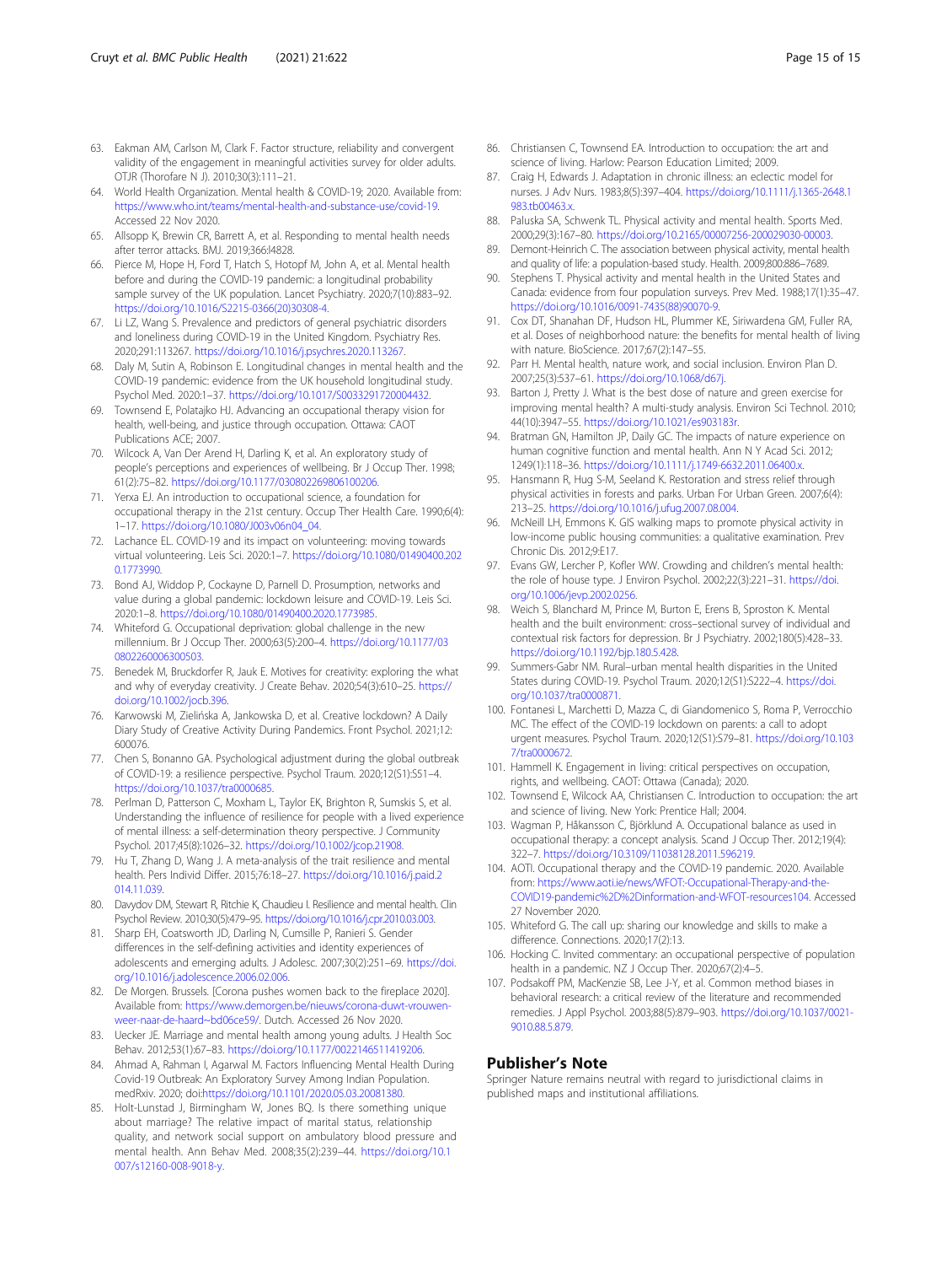63. Eakman AM, Carlson M, Clark F. Factor structure, reliability and convergent validity of the engagement in meaningful activities survey for older adults. OTJR (Thorofare N J). 2010;30(3):111–21.
64. World Health Organization. Mental health & COVID-19; 2020. Available from: https://www.who.int/teams/mental-health-and-substance-use/covid-19. Accessed 22 Nov 2020.
65. Allsopp K, Brewin CR, Barrett A, et al. Responding to mental health needs after terror attacks. BMJ. 2019;366:l4828.
66. Pierce M, Hope H, Ford T, Hatch S, Hotopf M, John A, et al. Mental health before and during the COVID-19 pandemic: a longitudinal probability sample survey of the UK population. Lancet Psychiatry. 2020;7(10):883–92. https://doi.org/10.1016/S2215-0366(20)30308-4.
67. Li LZ, Wang S. Prevalence and predictors of general psychiatric disorders and loneliness during COVID-19 in the United Kingdom. Psychiatry Res. 2020;291:113267. https://doi.org/10.1016/j.psychres.2020.113267.
68. Daly M, Sutin A, Robinson E. Longitudinal changes in mental health and the COVID-19 pandemic: evidence from the UK household longitudinal study. Psychol Med. 2020:1–37. https://doi.org/10.1017/S0033291720004432.
69. Townsend E, Polatajko HJ. Advancing an occupational therapy vision for health, well-being, and justice through occupation. Ottawa: CAOT Publications ACE; 2007.
70. Wilcock A, Van Der Arend H, Darling K, et al. An exploratory study of people's perceptions and experiences of wellbeing. Br J Occup Ther. 1998; 61(2):75–82. https://doi.org/10.1177/030802269806100206.
71. Yerxa EJ. An introduction to occupational science, a foundation for occupational therapy in the 21st century. Occup Ther Health Care. 1990;6(4): 1–17. https://doi.org/10.1080/J003v06n04_04.
72. Lachance EL. COVID-19 and its impact on volunteering: moving towards virtual volunteering. Leis Sci. 2020:1–7. https://doi.org/10.1080/01490400.2020.1773990.
73. Bond AJ, Widdop P, Cockayne D, Parnell D. Prosumption, networks and value during a global pandemic: lockdown leisure and COVID-19. Leis Sci. 2020:1–8. https://doi.org/10.1080/01490400.2020.1773985.
74. Whiteford G. Occupational deprivation: global challenge in the new millennium. Br J Occup Ther. 2000;63(5):200–4. https://doi.org/10.1177/030802260006300503.
75. Benedek M, Bruckdorfer R, Jauk E. Motives for creativity: exploring the what and why of everyday creativity. J Create Behav. 2020;54(3):610–25. https://doi.org/10.1002/jocb.396.
76. Karwowski M, Zielińska A, Jankowska D, et al. Creative lockdown? A Daily Diary Study of Creative Activity During Pandemics. Front Psychol. 2021;12: 600076.
77. Chen S, Bonanno GA. Psychological adjustment during the global outbreak of COVID-19: a resilience perspective. Psychol Traum. 2020;12(S1):S51–4. https://doi.org/10.1037/tra0000685.
78. Perlman D, Patterson C, Moxham L, Taylor EK, Brighton R, Sumskis S, et al. Understanding the influence of resilience for people with a lived experience of mental illness: a self-determination theory perspective. J Community Psychol. 2017;45(8):1026–32. https://doi.org/10.1002/jcop.21908.
79. Hu T, Zhang D, Wang J. A meta-analysis of the trait resilience and mental health. Pers Individ Differ. 2015;76:18–27. https://doi.org/10.1016/j.paid.2014.11.039.
80. Davydov DM, Stewart R, Ritchie K, Chaudieu I. Resilience and mental health. Clin Psychol Review. 2010;30(5):479–95. https://doi.org/10.1016/j.cpr.2010.03.003.
81. Sharp EH, Coatsworth JD, Darling N, Cumsille P, Ranieri S. Gender differences in the self-defining activities and identity experiences of adolescents and emerging adults. J Adolesc. 2007;30(2):251–69. https://doi.org/10.1016/j.adolescence.2006.02.006.
82. De Morgen. Brussels. [Corona pushes women back to the fireplace 2020]. Available from: https://www.demorgen.be/nieuws/corona-duwt-vrouwen-weer-naar-de-haard~bd06ce59/. Dutch. Accessed 26 Nov 2020.
83. Uecker JE. Marriage and mental health among young adults. J Health Soc Behav. 2012;53(1):67–83. https://doi.org/10.1177/0022146511419206.
84. Ahmad A, Rahman I, Agarwal M. Factors Influencing Mental Health During Covid-19 Outbreak: An Exploratory Survey Among Indian Population. medRxiv. 2020; doi:https://doi.org/10.1101/2020.05.03.20081380.
85. Holt-Lunstad J, Birmingham W, Jones BQ. Is there something unique about marriage? The relative impact of marital status, relationship quality, and network social support on ambulatory blood pressure and mental health. Ann Behav Med. 2008;35(2):239–44. https://doi.org/10.1007/s12160-008-9018-y.
86. Christiansen C, Townsend EA. Introduction to occupation: the art and science of living. Harlow: Pearson Education Limited; 2009.
87. Craig H, Edwards J. Adaptation in chronic illness: an eclectic model for nurses. J Adv Nurs. 1983;8(5):397–404. https://doi.org/10.1111/j.1365-2648.1983.tb00463.x.
88. Paluska SA, Schwenk TL. Physical activity and mental health. Sports Med. 2000;29(3):167–80. https://doi.org/10.2165/00007256-200029030-00003.
89. Demont-Heinrich C. The association between physical activity, mental health and quality of life: a population-based study. Health. 2009;800:886–7689.
90. Stephens T. Physical activity and mental health in the United States and Canada: evidence from four population surveys. Prev Med. 1988;17(1):35–47. https://doi.org/10.1016/0091-7435(88)90070-9.
91. Cox DT, Shanahan DF, Hudson HL, Plummer KE, Siriwardena GM, Fuller RA, et al. Doses of neighborhood nature: the benefits for mental health of living with nature. BioScience. 2017;67(2):147–55.
92. Parr H. Mental health, nature work, and social inclusion. Environ Plan D. 2007;25(3):537–61. https://doi.org/10.1068/d67j.
93. Barton J, Pretty J. What is the best dose of nature and green exercise for improving mental health? A multi-study analysis. Environ Sci Technol. 2010; 44(10):3947–55. https://doi.org/10.1021/es903183r.
94. Bratman GN, Hamilton JP, Daily GC. The impacts of nature experience on human cognitive function and mental health. Ann N Y Acad Sci. 2012; 1249(1):118–36. https://doi.org/10.1111/j.1749-6632.2011.06400.x.
95. Hansmann R, Hug S-M, Seeland K. Restoration and stress relief through physical activities in forests and parks. Urban For Urban Green. 2007;6(4): 213–25. https://doi.org/10.1016/j.ufug.2007.08.004.
96. McNeill LH, Emmons K. GIS walking maps to promote physical activity in low-income public housing communities: a qualitative examination. Prev Chronic Dis. 2012;9:E17.
97. Evans GW, Lercher P, Kofler WW. Crowding and children's mental health: the role of house type. J Environ Psychol. 2002;22(3):221–31. https://doi.org/10.1006/jevp.2002.0256.
98. Weich S, Blanchard M, Prince M, Burton E, Erens B, Sproston K. Mental health and the built environment: cross–sectional survey of individual and contextual risk factors for depression. Br J Psychiatry. 2002;180(5):428–33. https://doi.org/10.1192/bjp.180.5.428.
99. Summers-Gabr NM. Rural–urban mental health disparities in the United States during COVID-19. Psychol Traum. 2020;12(S1):S222–4. https://doi.org/10.1037/tra0000871.
100. Fontanesi L, Marchetti D, Mazza C, di Giandomenico S, Roma P, Verrocchio MC. The effect of the COVID-19 lockdown on parents: a call to adopt urgent measures. Psychol Traum. 2020;12(S1):S79–81. https://doi.org/10.1037/tra0000672.
101. Hammell K. Engagement in living: critical perspectives on occupation, rights, and wellbeing. CAOT: Ottawa (Canada); 2020.
102. Townsend E, Wilcock AA, Christiansen C. Introduction to occupation: the art and science of living. New York: Prentice Hall; 2004.
103. Wagman P, Håkansson C, Björklund A. Occupational balance as used in occupational therapy: a concept analysis. Scand J Occup Ther. 2012;19(4): 322–7. https://doi.org/10.3109/11038128.2011.596219.
104. AOTI. Occupational therapy and the COVID-19 pandemic. 2020. Available from: https://www.aoti.ie/news/WFOT:-Occupational-Therapy-and-the-COVID19-pandemic%2D%2Dinformation-and-WFOT-resources104. Accessed 27 November 2020.
105. Whiteford G. The call up: sharing our knowledge and skills to make a difference. Connections. 2020;17(2):13.
106. Hocking C. Invited commentary: an occupational perspective of population health in a pandemic. NZ J Occup Ther. 2020;67(2):4–5.
107. Podsakoff PM, MacKenzie SB, Lee J-Y, et al. Common method biases in behavioral research: a critical review of the literature and recommended remedies. J Appl Psychol. 2003;88(5):879–903. https://doi.org/10.1037/0021-9010.88.5.879.

## Publisher's Note

Springer Nature remains neutral with regard to jurisdictional claims in published maps and institutional affiliations.